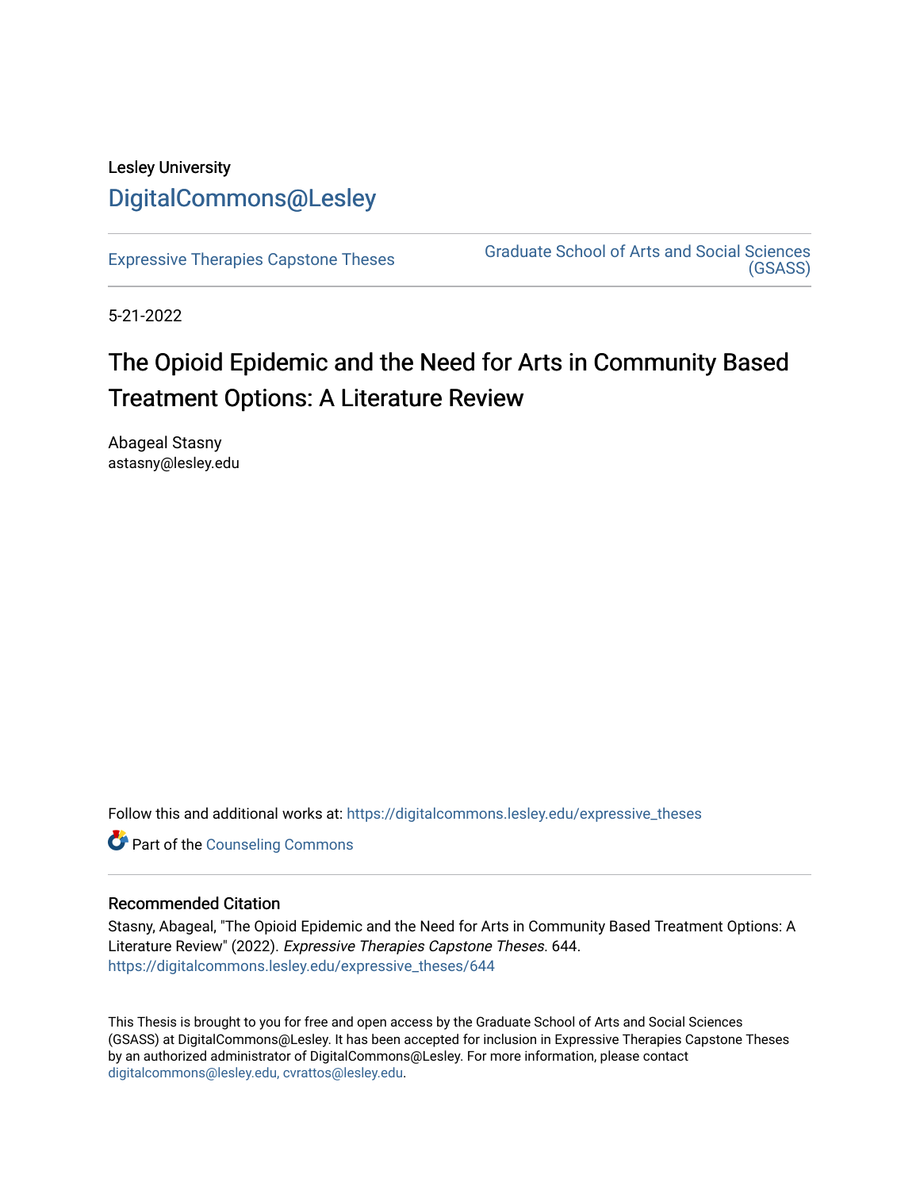Lesley University

DigitalCommons@Lesley

Expressive Therapies Capstone Theses

Graduate School of Arts and Social Sciences (GSASS)

5-21-2022

# The Opioid Epidemic and the Need for Arts in Community Based Treatment Options: A Literature Review

Abageal Stasny
astasny@lesley.edu

Follow this and additional works at: https://digitalcommons.lesley.edu/expressive_theses

Part of the Counseling Commons

## Recommended Citation

Stasny, Abageal, "The Opioid Epidemic and the Need for Arts in Community Based Treatment Options: A Literature Review" (2022). *Expressive Therapies Capstone Theses*. 644.
https://digitalcommons.lesley.edu/expressive_theses/644

This Thesis is brought to you for free and open access by the Graduate School of Arts and Social Sciences (GSASS) at DigitalCommons@Lesley. It has been accepted for inclusion in Expressive Therapies Capstone Theses by an authorized administrator of DigitalCommons@Lesley. For more information, please contact digitalcommons@lesley.edu, cvrattos@lesley.edu.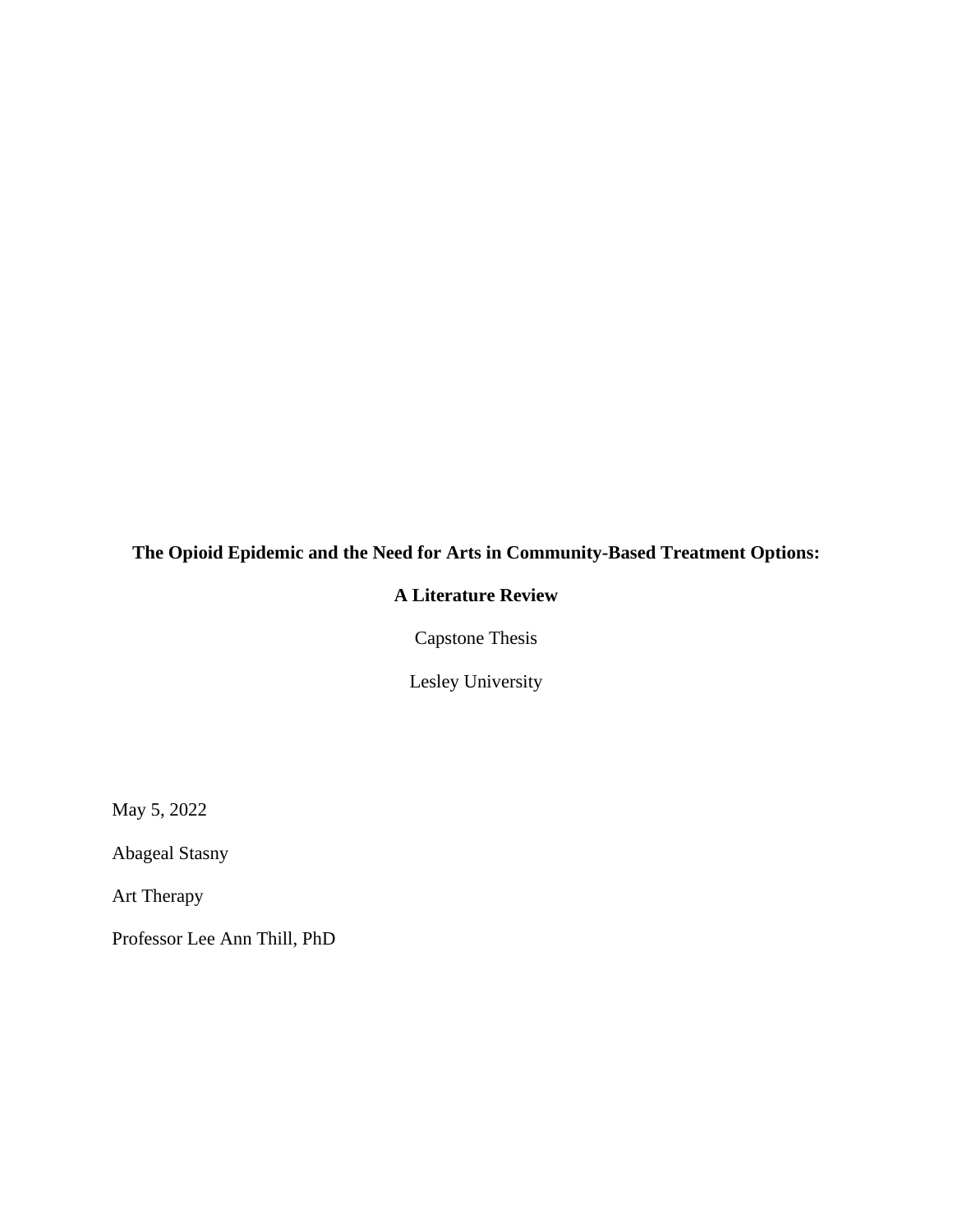**The Opioid Epidemic and the Need for Arts in Community-Based Treatment Options:**

**A Literature Review**

Capstone Thesis

Lesley University

May 5, 2022

Abageal Stasny

Art Therapy

Professor Lee Ann Thill, PhD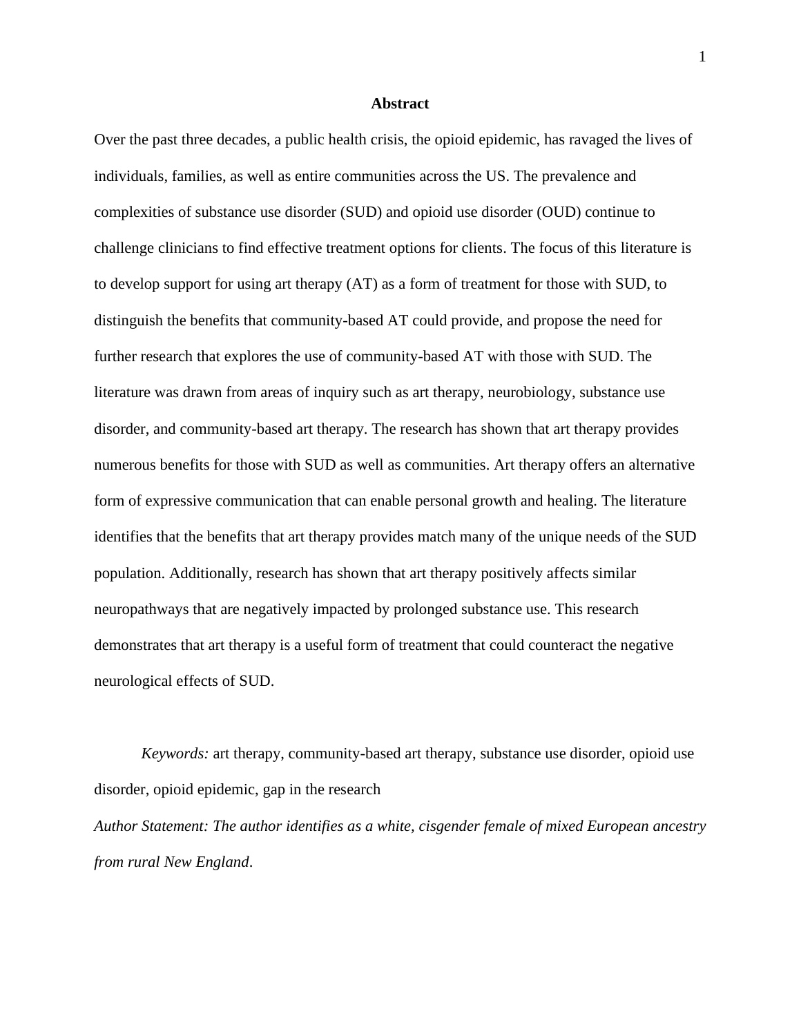# Abstract

Over the past three decades, a public health crisis, the opioid epidemic, has ravaged the lives of individuals, families, as well as entire communities across the US. The prevalence and complexities of substance use disorder (SUD) and opioid use disorder (OUD) continue to challenge clinicians to find effective treatment options for clients. The focus of this literature is to develop support for using art therapy (AT) as a form of treatment for those with SUD, to distinguish the benefits that community-based AT could provide, and propose the need for further research that explores the use of community-based AT with those with SUD. The literature was drawn from areas of inquiry such as art therapy, neurobiology, substance use disorder, and community-based art therapy. The research has shown that art therapy provides numerous benefits for those with SUD as well as communities. Art therapy offers an alternative form of expressive communication that can enable personal growth and healing. The literature identifies that the benefits that art therapy provides match many of the unique needs of the SUD population. Additionally, research has shown that art therapy positively affects similar neuropathways that are negatively impacted by prolonged substance use. This research demonstrates that art therapy is a useful form of treatment that could counteract the negative neurological effects of SUD.

*Keywords:* art therapy, community-based art therapy, substance use disorder, opioid use disorder, opioid epidemic, gap in the research

*Author Statement: The author identifies as a white, cisgender female of mixed European ancestry from rural New England*.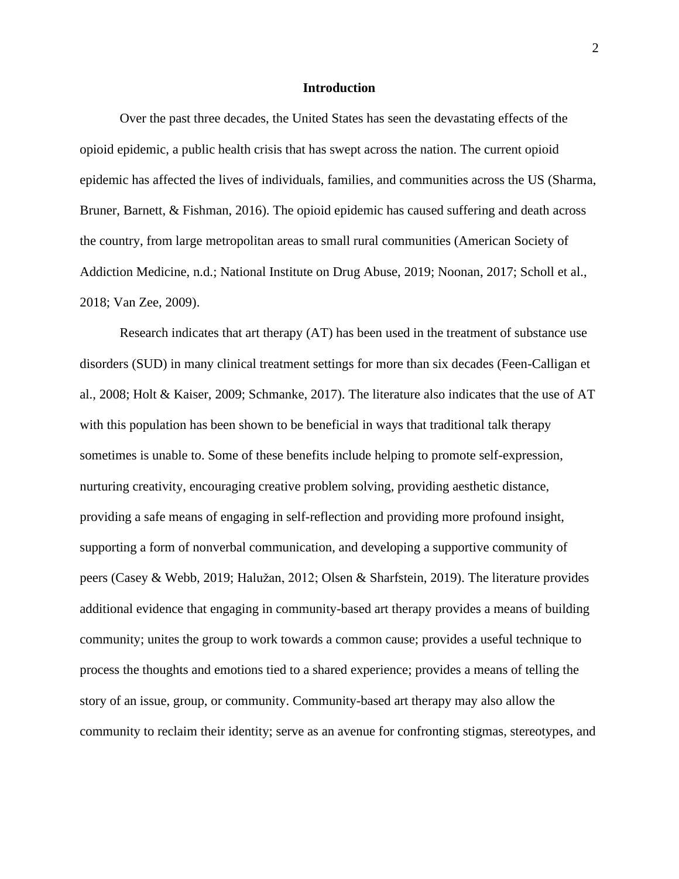## Introduction

Over the past three decades, the United States has seen the devastating effects of the opioid epidemic, a public health crisis that has swept across the nation. The current opioid epidemic has affected the lives of individuals, families, and communities across the US (Sharma, Bruner, Barnett, & Fishman, 2016). The opioid epidemic has caused suffering and death across the country, from large metropolitan areas to small rural communities (American Society of Addiction Medicine, n.d.; National Institute on Drug Abuse, 2019; Noonan, 2017; Scholl et al., 2018; Van Zee, 2009).

Research indicates that art therapy (AT) has been used in the treatment of substance use disorders (SUD) in many clinical treatment settings for more than six decades (Feen-Calligan et al., 2008; Holt & Kaiser, 2009; Schmanke, 2017). The literature also indicates that the use of AT with this population has been shown to be beneficial in ways that traditional talk therapy sometimes is unable to. Some of these benefits include helping to promote self-expression, nurturing creativity, encouraging creative problem solving, providing aesthetic distance, providing a safe means of engaging in self-reflection and providing more profound insight, supporting a form of nonverbal communication, and developing a supportive community of peers (Casey & Webb, 2019; Halužan, 2012; Olsen & Sharfstein, 2019). The literature provides additional evidence that engaging in community-based art therapy provides a means of building community; unites the group to work towards a common cause; provides a useful technique to process the thoughts and emotions tied to a shared experience; provides a means of telling the story of an issue, group, or community. Community-based art therapy may also allow the community to reclaim their identity; serve as an avenue for confronting stigmas, stereotypes, and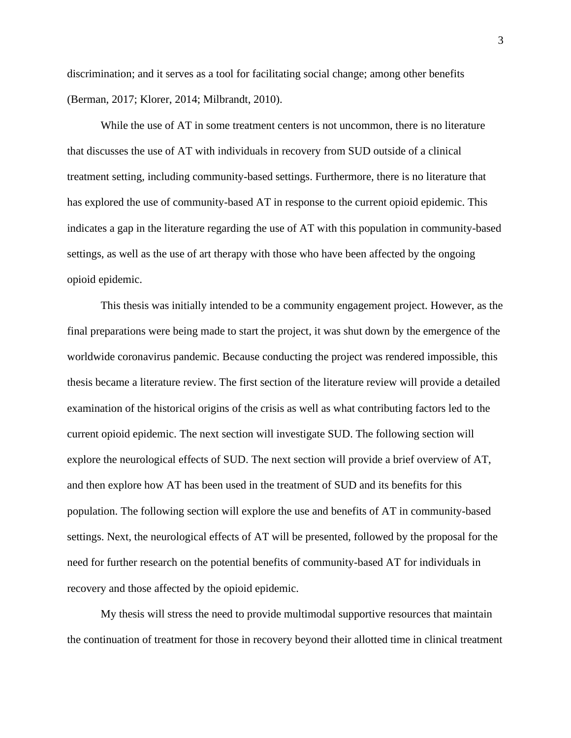discrimination; and it serves as a tool for facilitating social change; among other benefits (Berman, 2017; Klorer, 2014; Milbrandt, 2010).

While the use of AT in some treatment centers is not uncommon, there is no literature that discusses the use of AT with individuals in recovery from SUD outside of a clinical treatment setting, including community-based settings. Furthermore, there is no literature that has explored the use of community-based AT in response to the current opioid epidemic. This indicates a gap in the literature regarding the use of AT with this population in community-based settings, as well as the use of art therapy with those who have been affected by the ongoing opioid epidemic.

This thesis was initially intended to be a community engagement project. However, as the final preparations were being made to start the project, it was shut down by the emergence of the worldwide coronavirus pandemic. Because conducting the project was rendered impossible, this thesis became a literature review. The first section of the literature review will provide a detailed examination of the historical origins of the crisis as well as what contributing factors led to the current opioid epidemic. The next section will investigate SUD. The following section will explore the neurological effects of SUD. The next section will provide a brief overview of AT, and then explore how AT has been used in the treatment of SUD and its benefits for this population. The following section will explore the use and benefits of AT in community-based settings. Next, the neurological effects of AT will be presented, followed by the proposal for the need for further research on the potential benefits of community-based AT for individuals in recovery and those affected by the opioid epidemic.

My thesis will stress the need to provide multimodal supportive resources that maintain the continuation of treatment for those in recovery beyond their allotted time in clinical treatment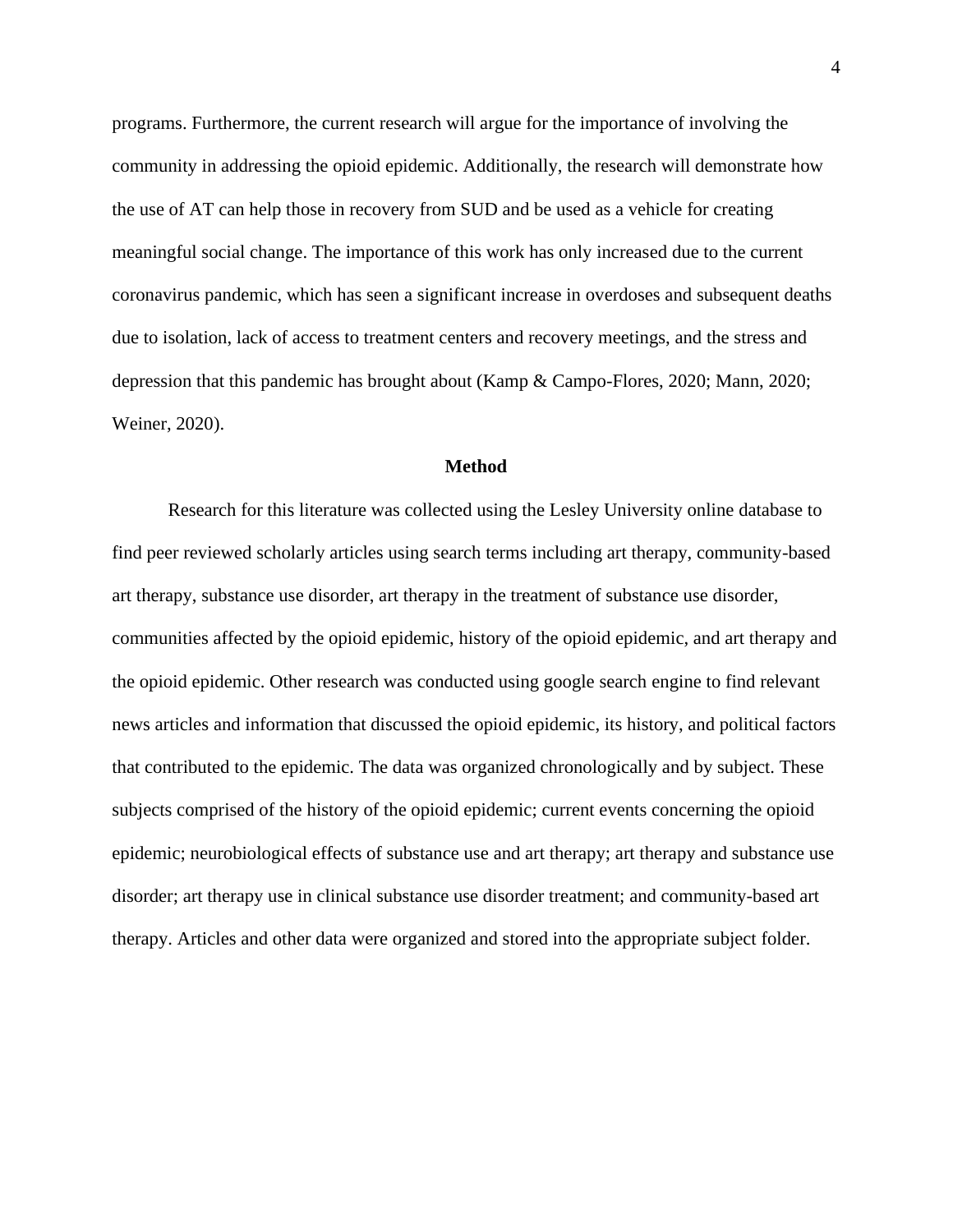programs. Furthermore, the current research will argue for the importance of involving the community in addressing the opioid epidemic. Additionally, the research will demonstrate how the use of AT can help those in recovery from SUD and be used as a vehicle for creating meaningful social change. The importance of this work has only increased due to the current coronavirus pandemic, which has seen a significant increase in overdoses and subsequent deaths due to isolation, lack of access to treatment centers and recovery meetings, and the stress and depression that this pandemic has brought about (Kamp & Campo-Flores, 2020; Mann, 2020; Weiner, 2020).

## Method

Research for this literature was collected using the Lesley University online database to find peer reviewed scholarly articles using search terms including art therapy, community-based art therapy, substance use disorder, art therapy in the treatment of substance use disorder, communities affected by the opioid epidemic, history of the opioid epidemic, and art therapy and the opioid epidemic. Other research was conducted using google search engine to find relevant news articles and information that discussed the opioid epidemic, its history, and political factors that contributed to the epidemic. The data was organized chronologically and by subject. These subjects comprised of the history of the opioid epidemic; current events concerning the opioid epidemic; neurobiological effects of substance use and art therapy; art therapy and substance use disorder; art therapy use in clinical substance use disorder treatment; and community-based art therapy. Articles and other data were organized and stored into the appropriate subject folder.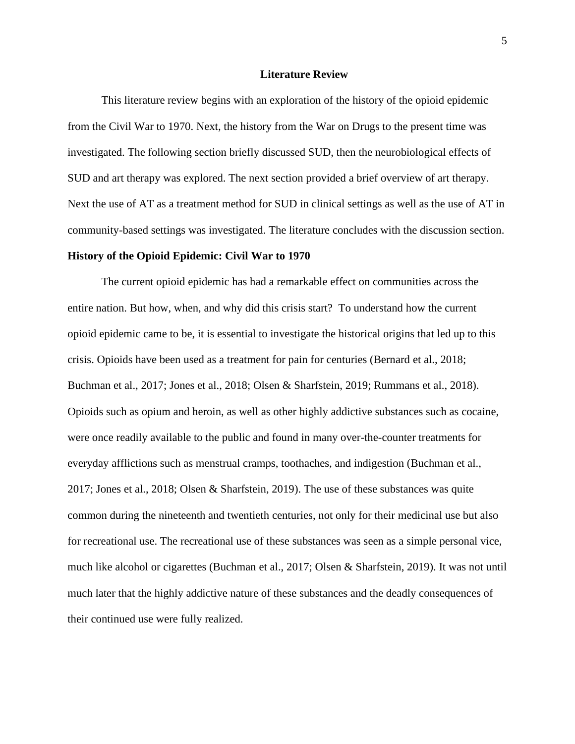# Literature Review

This literature review begins with an exploration of the history of the opioid epidemic from the Civil War to 1970. Next, the history from the War on Drugs to the present time was investigated. The following section briefly discussed SUD, then the neurobiological effects of SUD and art therapy was explored. The next section provided a brief overview of art therapy. Next the use of AT as a treatment method for SUD in clinical settings as well as the use of AT in community-based settings was investigated. The literature concludes with the discussion section.

## History of the Opioid Epidemic: Civil War to 1970

The current opioid epidemic has had a remarkable effect on communities across the entire nation. But how, when, and why did this crisis start? To understand how the current opioid epidemic came to be, it is essential to investigate the historical origins that led up to this crisis. Opioids have been used as a treatment for pain for centuries (Bernard et al., 2018; Buchman et al., 2017; Jones et al., 2018; Olsen & Sharfstein, 2019; Rummans et al., 2018). Opioids such as opium and heroin, as well as other highly addictive substances such as cocaine, were once readily available to the public and found in many over-the-counter treatments for everyday afflictions such as menstrual cramps, toothaches, and indigestion (Buchman et al., 2017; Jones et al., 2018; Olsen & Sharfstein, 2019). The use of these substances was quite common during the nineteenth and twentieth centuries, not only for their medicinal use but also for recreational use. The recreational use of these substances was seen as a simple personal vice, much like alcohol or cigarettes (Buchman et al., 2017; Olsen & Sharfstein, 2019). It was not until much later that the highly addictive nature of these substances and the deadly consequences of their continued use were fully realized.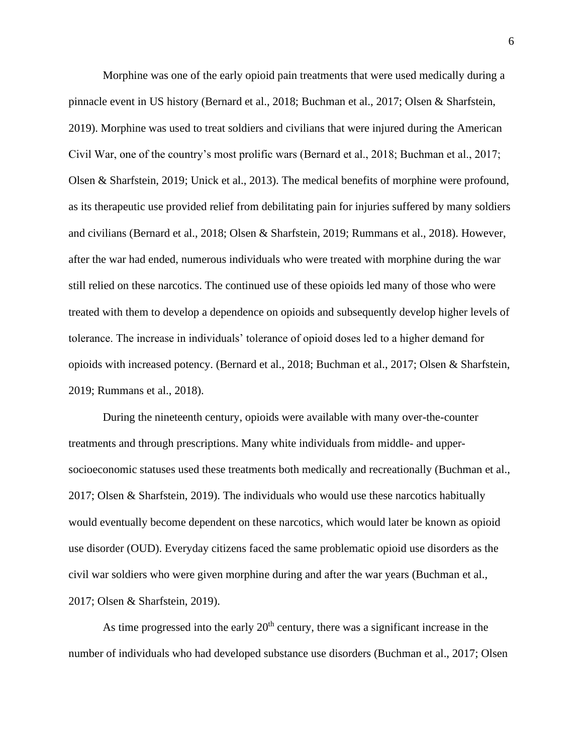Morphine was one of the early opioid pain treatments that were used medically during a pinnacle event in US history (Bernard et al., 2018; Buchman et al., 2017; Olsen & Sharfstein, 2019). Morphine was used to treat soldiers and civilians that were injured during the American Civil War, one of the country's most prolific wars (Bernard et al., 2018; Buchman et al., 2017; Olsen & Sharfstein, 2019; Unick et al., 2013). The medical benefits of morphine were profound, as its therapeutic use provided relief from debilitating pain for injuries suffered by many soldiers and civilians (Bernard et al., 2018; Olsen & Sharfstein, 2019; Rummans et al., 2018). However, after the war had ended, numerous individuals who were treated with morphine during the war still relied on these narcotics. The continued use of these opioids led many of those who were treated with them to develop a dependence on opioids and subsequently develop higher levels of tolerance. The increase in individuals' tolerance of opioid doses led to a higher demand for opioids with increased potency. (Bernard et al., 2018; Buchman et al., 2017; Olsen & Sharfstein, 2019; Rummans et al., 2018).

During the nineteenth century, opioids were available with many over-the-counter treatments and through prescriptions. Many white individuals from middle- and upper-socioeconomic statuses used these treatments both medically and recreationally (Buchman et al., 2017; Olsen & Sharfstein, 2019). The individuals who would use these narcotics habitually would eventually become dependent on these narcotics, which would later be known as opioid use disorder (OUD). Everyday citizens faced the same problematic opioid use disorders as the civil war soldiers who were given morphine during and after the war years (Buchman et al., 2017; Olsen & Sharfstein, 2019).

As time progressed into the early 20th century, there was a significant increase in the number of individuals who had developed substance use disorders (Buchman et al., 2017; Olsen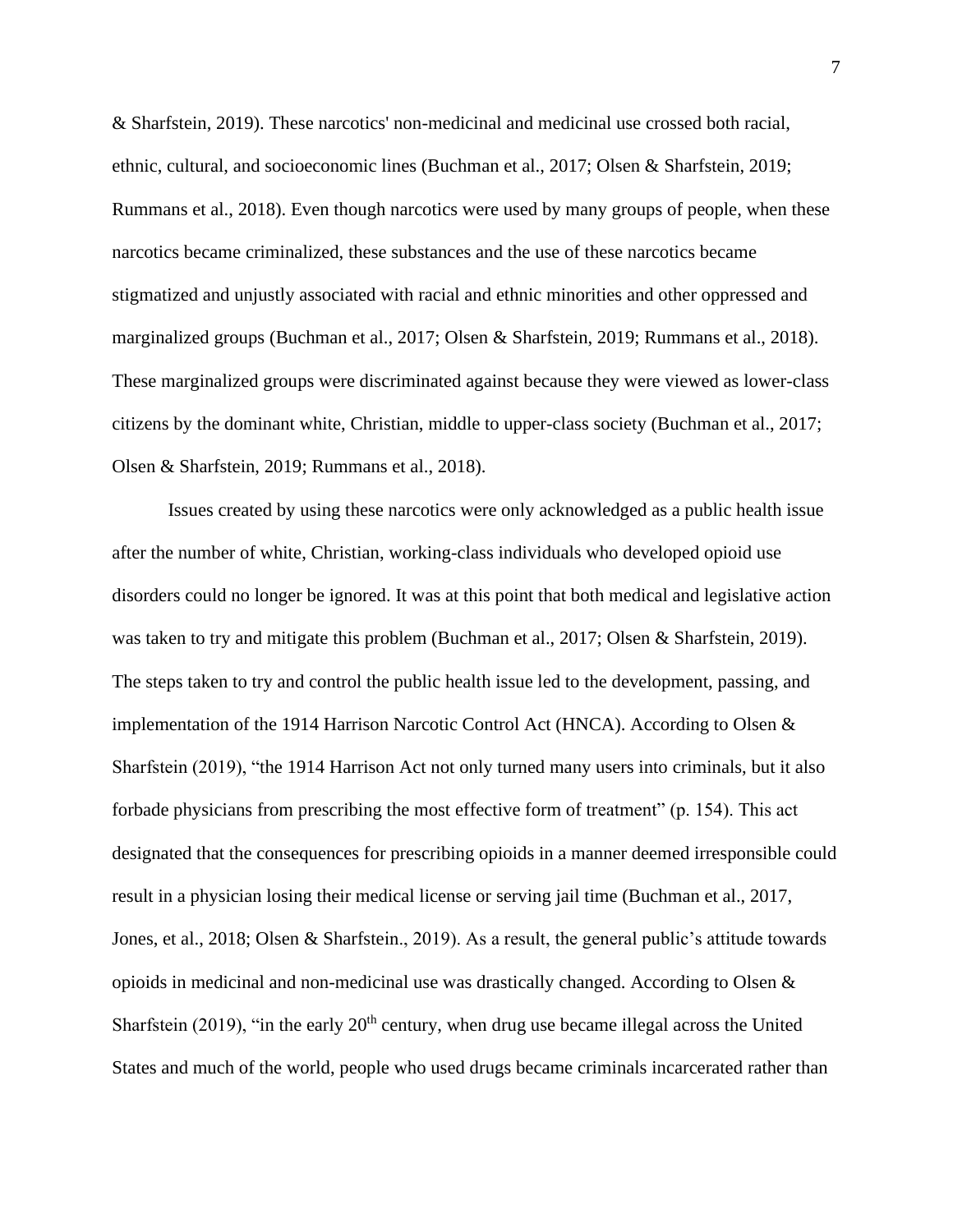& Sharfstein, 2019). These narcotics' non-medicinal and medicinal use crossed both racial, ethnic, cultural, and socioeconomic lines (Buchman et al., 2017; Olsen & Sharfstein, 2019; Rummans et al., 2018). Even though narcotics were used by many groups of people, when these narcotics became criminalized, these substances and the use of these narcotics became stigmatized and unjustly associated with racial and ethnic minorities and other oppressed and marginalized groups (Buchman et al., 2017; Olsen & Sharfstein, 2019; Rummans et al., 2018). These marginalized groups were discriminated against because they were viewed as lower-class citizens by the dominant white, Christian, middle to upper-class society (Buchman et al., 2017; Olsen & Sharfstein, 2019; Rummans et al., 2018).

Issues created by using these narcotics were only acknowledged as a public health issue after the number of white, Christian, working-class individuals who developed opioid use disorders could no longer be ignored. It was at this point that both medical and legislative action was taken to try and mitigate this problem (Buchman et al., 2017; Olsen & Sharfstein, 2019). The steps taken to try and control the public health issue led to the development, passing, and implementation of the 1914 Harrison Narcotic Control Act (HNCA). According to Olsen & Sharfstein (2019), "the 1914 Harrison Act not only turned many users into criminals, but it also forbade physicians from prescribing the most effective form of treatment" (p. 154). This act designated that the consequences for prescribing opioids in a manner deemed irresponsible could result in a physician losing their medical license or serving jail time (Buchman et al., 2017, Jones, et al., 2018; Olsen & Sharfstein., 2019). As a result, the general public's attitude towards opioids in medicinal and non-medicinal use was drastically changed. According to Olsen & Sharfstein (2019), "in the early 20th century, when drug use became illegal across the United States and much of the world, people who used drugs became criminals incarcerated rather than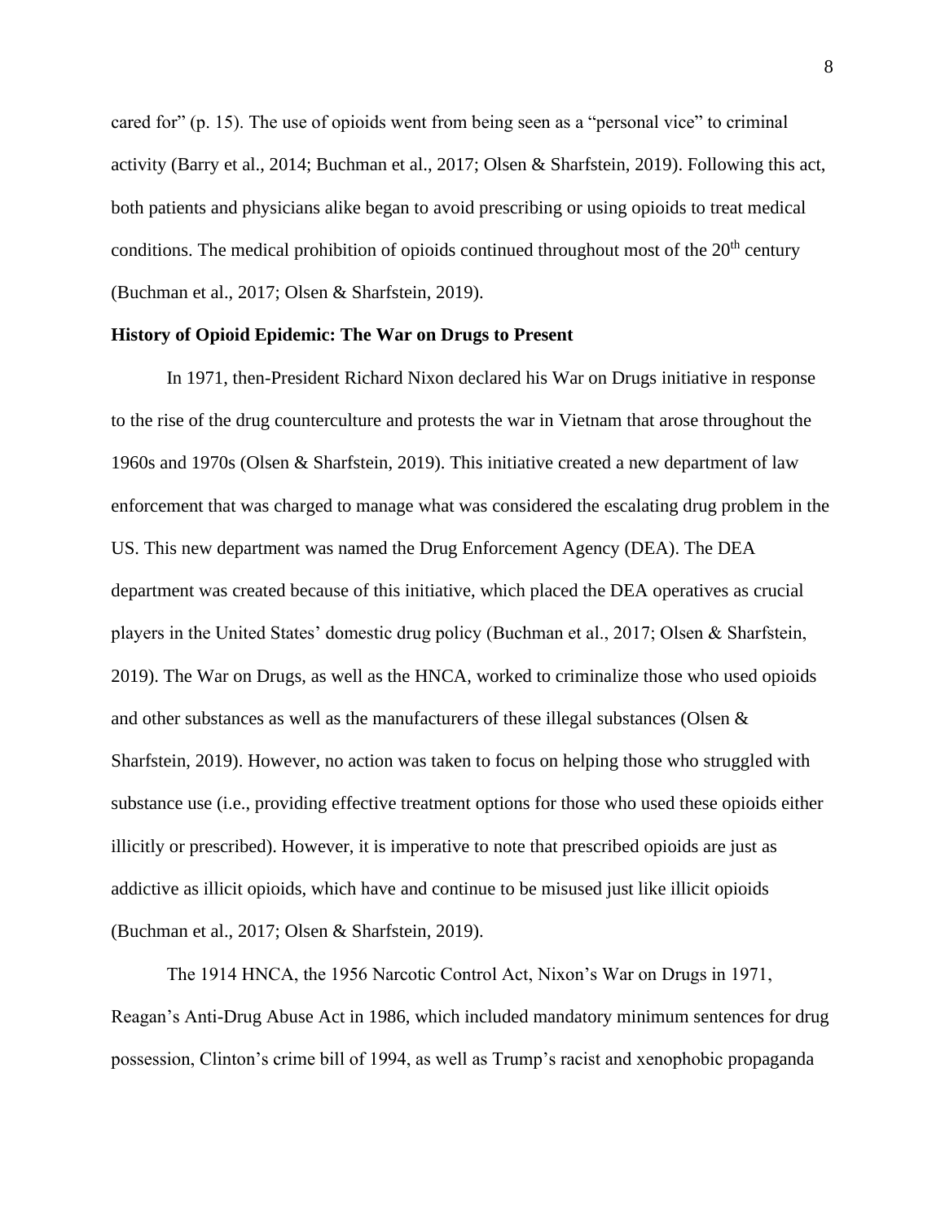cared for" (p. 15). The use of opioids went from being seen as a "personal vice" to criminal activity (Barry et al., 2014; Buchman et al., 2017; Olsen & Sharfstein, 2019). Following this act, both patients and physicians alike began to avoid prescribing or using opioids to treat medical conditions. The medical prohibition of opioids continued throughout most of the 20th century (Buchman et al., 2017; Olsen & Sharfstein, 2019).

**History of Opioid Epidemic: The War on Drugs to Present**

In 1971, then-President Richard Nixon declared his War on Drugs initiative in response to the rise of the drug counterculture and protests the war in Vietnam that arose throughout the 1960s and 1970s (Olsen & Sharfstein, 2019). This initiative created a new department of law enforcement that was charged to manage what was considered the escalating drug problem in the US. This new department was named the Drug Enforcement Agency (DEA). The DEA department was created because of this initiative, which placed the DEA operatives as crucial players in the United States' domestic drug policy (Buchman et al., 2017; Olsen & Sharfstein, 2019). The War on Drugs, as well as the HNCA, worked to criminalize those who used opioids and other substances as well as the manufacturers of these illegal substances (Olsen & Sharfstein, 2019). However, no action was taken to focus on helping those who struggled with substance use (i.e., providing effective treatment options for those who used these opioids either illicitly or prescribed). However, it is imperative to note that prescribed opioids are just as addictive as illicit opioids, which have and continue to be misused just like illicit opioids (Buchman et al., 2017; Olsen & Sharfstein, 2019).

The 1914 HNCA, the 1956 Narcotic Control Act, Nixon's War on Drugs in 1971, Reagan's Anti-Drug Abuse Act in 1986, which included mandatory minimum sentences for drug possession, Clinton's crime bill of 1994, as well as Trump's racist and xenophobic propaganda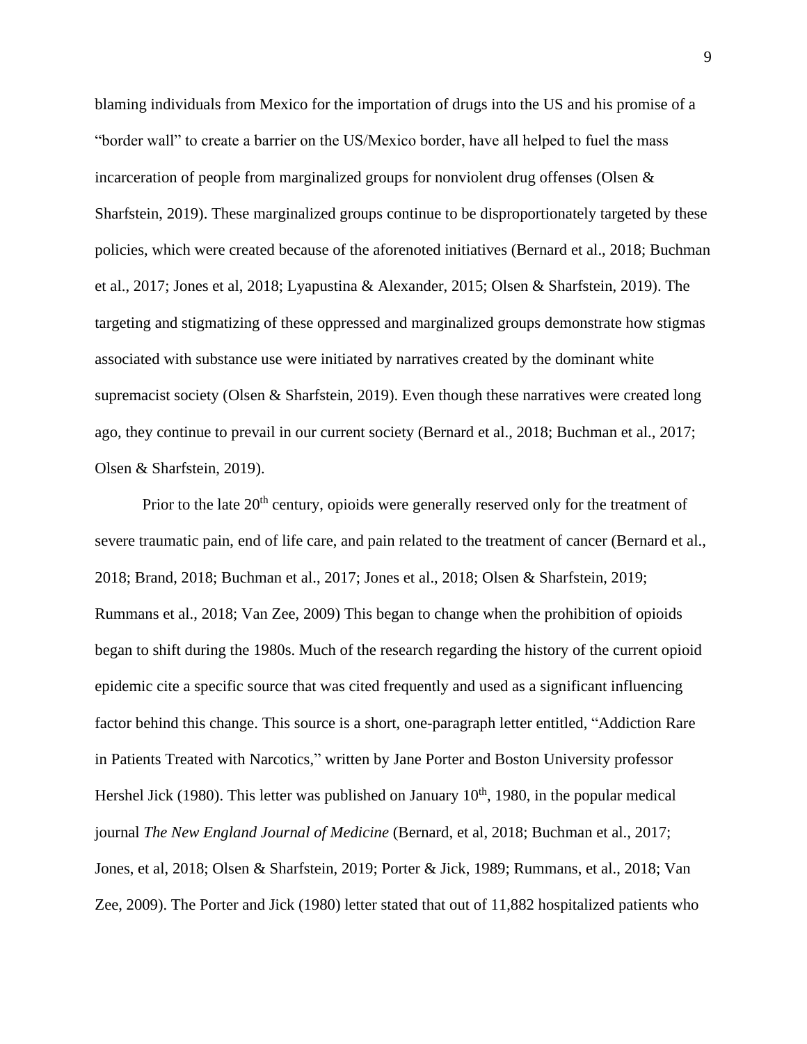blaming individuals from Mexico for the importation of drugs into the US and his promise of a "border wall" to create a barrier on the US/Mexico border, have all helped to fuel the mass incarceration of people from marginalized groups for nonviolent drug offenses (Olsen & Sharfstein, 2019). These marginalized groups continue to be disproportionately targeted by these policies, which were created because of the aforenoted initiatives (Bernard et al., 2018; Buchman et al., 2017; Jones et al, 2018; Lyapustina & Alexander, 2015; Olsen & Sharfstein, 2019). The targeting and stigmatizing of these oppressed and marginalized groups demonstrate how stigmas associated with substance use were initiated by narratives created by the dominant white supremacist society (Olsen & Sharfstein, 2019). Even though these narratives were created long ago, they continue to prevail in our current society (Bernard et al., 2018; Buchman et al., 2017; Olsen & Sharfstein, 2019).

Prior to the late 20th century, opioids were generally reserved only for the treatment of severe traumatic pain, end of life care, and pain related to the treatment of cancer (Bernard et al., 2018; Brand, 2018; Buchman et al., 2017; Jones et al., 2018; Olsen & Sharfstein, 2019; Rummans et al., 2018; Van Zee, 2009) This began to change when the prohibition of opioids began to shift during the 1980s. Much of the research regarding the history of the current opioid epidemic cite a specific source that was cited frequently and used as a significant influencing factor behind this change. This source is a short, one-paragraph letter entitled, "Addiction Rare in Patients Treated with Narcotics," written by Jane Porter and Boston University professor Hershel Jick (1980). This letter was published on January 10th, 1980, in the popular medical journal *The New England Journal of Medicine* (Bernard, et al, 2018; Buchman et al., 2017; Jones, et al, 2018; Olsen & Sharfstein, 2019; Porter & Jick, 1989; Rummans, et al., 2018; Van Zee, 2009). The Porter and Jick (1980) letter stated that out of 11,882 hospitalized patients who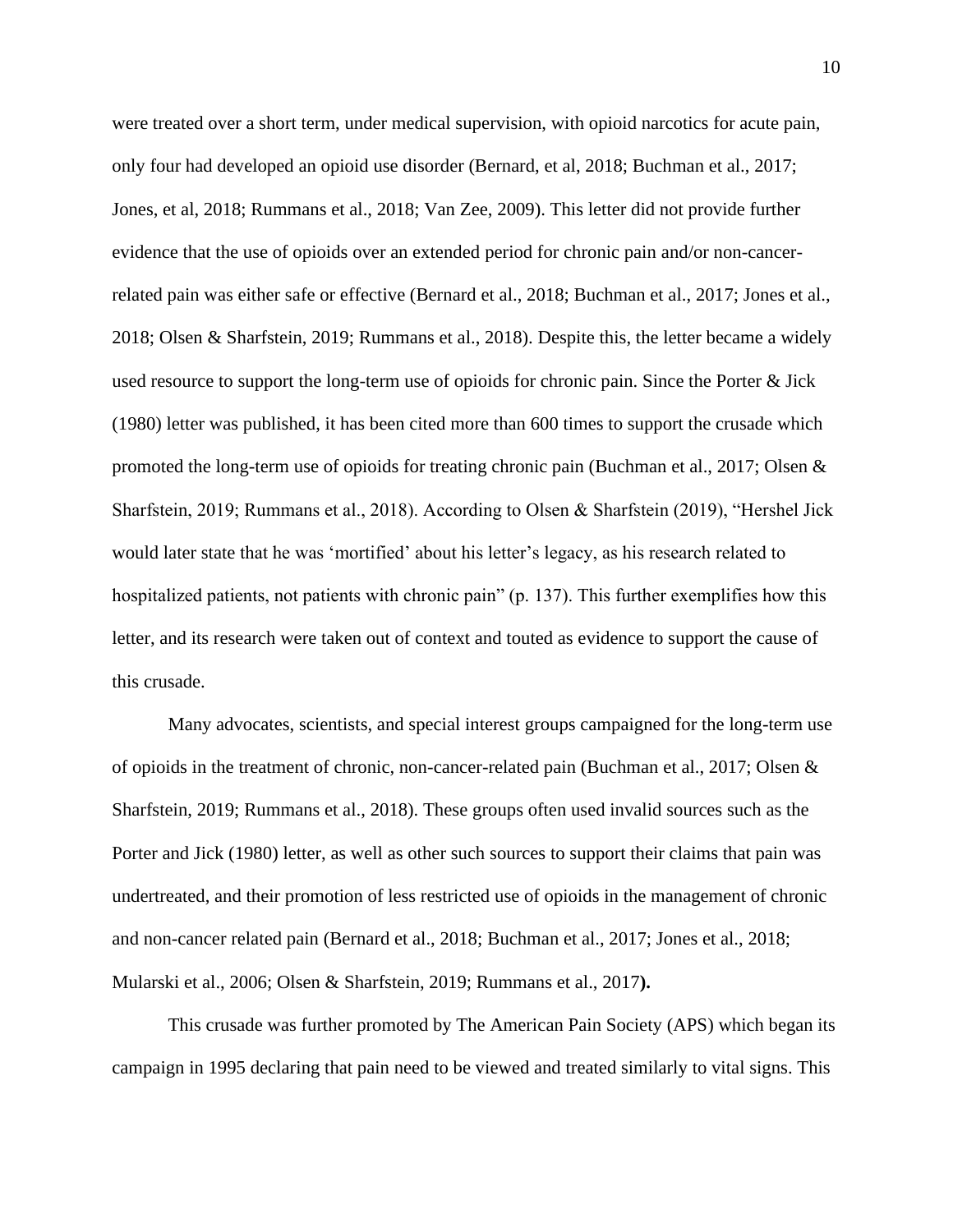were treated over a short term, under medical supervision, with opioid narcotics for acute pain, only four had developed an opioid use disorder (Bernard, et al, 2018; Buchman et al., 2017; Jones, et al, 2018; Rummans et al., 2018; Van Zee, 2009). This letter did not provide further evidence that the use of opioids over an extended period for chronic pain and/or non-cancer-related pain was either safe or effective (Bernard et al., 2018; Buchman et al., 2017; Jones et al., 2018; Olsen & Sharfstein, 2019; Rummans et al., 2018). Despite this, the letter became a widely used resource to support the long-term use of opioids for chronic pain. Since the Porter & Jick (1980) letter was published, it has been cited more than 600 times to support the crusade which promoted the long-term use of opioids for treating chronic pain (Buchman et al., 2017; Olsen & Sharfstein, 2019; Rummans et al., 2018). According to Olsen & Sharfstein (2019), "Hershel Jick would later state that he was 'mortified' about his letter's legacy, as his research related to hospitalized patients, not patients with chronic pain" (p. 137). This further exemplifies how this letter, and its research were taken out of context and touted as evidence to support the cause of this crusade.

Many advocates, scientists, and special interest groups campaigned for the long-term use of opioids in the treatment of chronic, non-cancer-related pain (Buchman et al., 2017; Olsen & Sharfstein, 2019; Rummans et al., 2018). These groups often used invalid sources such as the Porter and Jick (1980) letter, as well as other such sources to support their claims that pain was undertreated, and their promotion of less restricted use of opioids in the management of chronic and non-cancer related pain (Bernard et al., 2018; Buchman et al., 2017; Jones et al., 2018; Mularski et al., 2006; Olsen & Sharfstein, 2019; Rummans et al., 2017**).**

This crusade was further promoted by The American Pain Society (APS) which began its campaign in 1995 declaring that pain need to be viewed and treated similarly to vital signs. This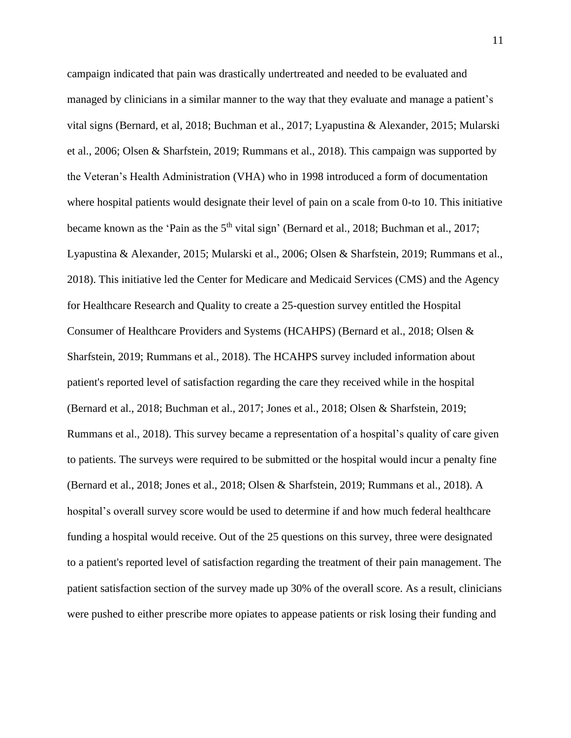campaign indicated that pain was drastically undertreated and needed to be evaluated and managed by clinicians in a similar manner to the way that they evaluate and manage a patient's vital signs (Bernard, et al, 2018; Buchman et al., 2017; Lyapustina & Alexander, 2015; Mularski et al., 2006; Olsen & Sharfstein, 2019; Rummans et al., 2018). This campaign was supported by the Veteran's Health Administration (VHA) who in 1998 introduced a form of documentation where hospital patients would designate their level of pain on a scale from 0-to 10. This initiative became known as the 'Pain as the 5th vital sign' (Bernard et al., 2018; Buchman et al., 2017; Lyapustina & Alexander, 2015; Mularski et al., 2006; Olsen & Sharfstein, 2019; Rummans et al., 2018). This initiative led the Center for Medicare and Medicaid Services (CMS) and the Agency for Healthcare Research and Quality to create a 25-question survey entitled the Hospital Consumer of Healthcare Providers and Systems (HCAHPS) (Bernard et al., 2018; Olsen & Sharfstein, 2019; Rummans et al., 2018). The HCAHPS survey included information about patient's reported level of satisfaction regarding the care they received while in the hospital (Bernard et al., 2018; Buchman et al., 2017; Jones et al., 2018; Olsen & Sharfstein, 2019; Rummans et al., 2018). This survey became a representation of a hospital's quality of care given to patients. The surveys were required to be submitted or the hospital would incur a penalty fine (Bernard et al., 2018; Jones et al., 2018; Olsen & Sharfstein, 2019; Rummans et al., 2018). A hospital's overall survey score would be used to determine if and how much federal healthcare funding a hospital would receive. Out of the 25 questions on this survey, three were designated to a patient's reported level of satisfaction regarding the treatment of their pain management. The patient satisfaction section of the survey made up 30% of the overall score. As a result, clinicians were pushed to either prescribe more opiates to appease patients or risk losing their funding and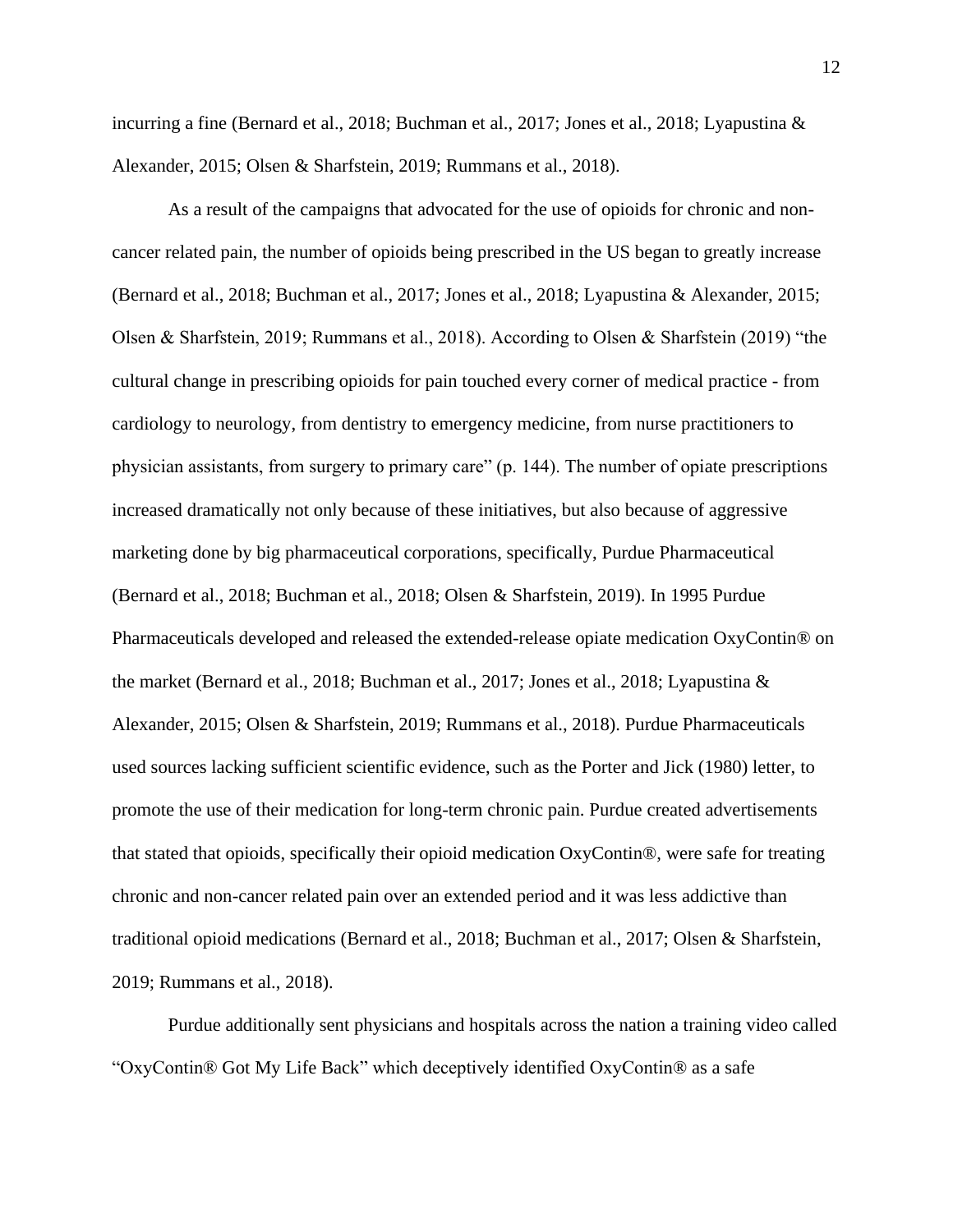incurring a fine (Bernard et al., 2018; Buchman et al., 2017; Jones et al., 2018; Lyapustina & Alexander, 2015; Olsen & Sharfstein, 2019; Rummans et al., 2018).

As a result of the campaigns that advocated for the use of opioids for chronic and non-cancer related pain, the number of opioids being prescribed in the US began to greatly increase (Bernard et al., 2018; Buchman et al., 2017; Jones et al., 2018; Lyapustina & Alexander, 2015; Olsen & Sharfstein, 2019; Rummans et al., 2018). According to Olsen & Sharfstein (2019) "the cultural change in prescribing opioids for pain touched every corner of medical practice - from cardiology to neurology, from dentistry to emergency medicine, from nurse practitioners to physician assistants, from surgery to primary care" (p. 144). The number of opiate prescriptions increased dramatically not only because of these initiatives, but also because of aggressive marketing done by big pharmaceutical corporations, specifically, Purdue Pharmaceutical (Bernard et al., 2018; Buchman et al., 2018; Olsen & Sharfstein, 2019). In 1995 Purdue Pharmaceuticals developed and released the extended-release opiate medication OxyContin® on the market (Bernard et al., 2018; Buchman et al., 2017; Jones et al., 2018; Lyapustina & Alexander, 2015; Olsen & Sharfstein, 2019; Rummans et al., 2018). Purdue Pharmaceuticals used sources lacking sufficient scientific evidence, such as the Porter and Jick (1980) letter, to promote the use of their medication for long-term chronic pain. Purdue created advertisements that stated that opioids, specifically their opioid medication OxyContin®, were safe for treating chronic and non-cancer related pain over an extended period and it was less addictive than traditional opioid medications (Bernard et al., 2018; Buchman et al., 2017; Olsen & Sharfstein, 2019; Rummans et al., 2018).

Purdue additionally sent physicians and hospitals across the nation a training video called "OxyContin® Got My Life Back" which deceptively identified OxyContin® as a safe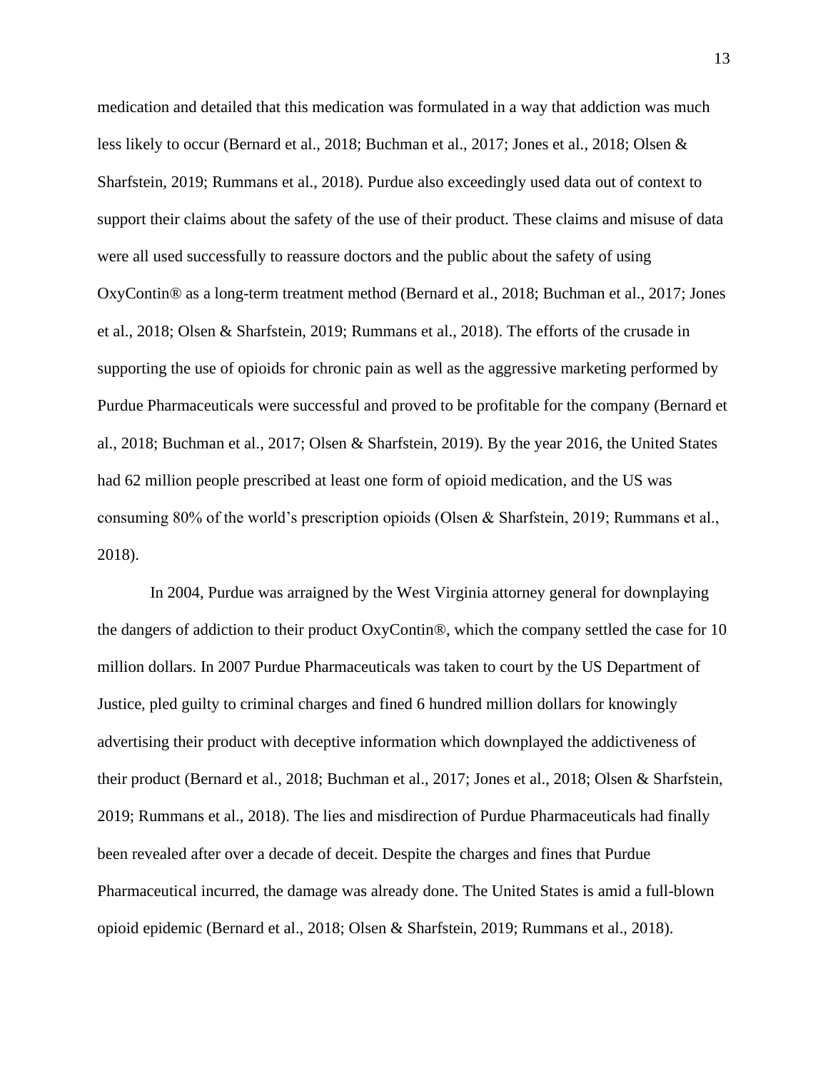medication and detailed that this medication was formulated in a way that addiction was much less likely to occur (Bernard et al., 2018; Buchman et al., 2017; Jones et al., 2018; Olsen & Sharfstein, 2019; Rummans et al., 2018). Purdue also exceedingly used data out of context to support their claims about the safety of the use of their product. These claims and misuse of data were all used successfully to reassure doctors and the public about the safety of using OxyContin® as a long-term treatment method (Bernard et al., 2018; Buchman et al., 2017; Jones et al., 2018; Olsen & Sharfstein, 2019; Rummans et al., 2018). The efforts of the crusade in supporting the use of opioids for chronic pain as well as the aggressive marketing performed by Purdue Pharmaceuticals were successful and proved to be profitable for the company (Bernard et al., 2018; Buchman et al., 2017; Olsen & Sharfstein, 2019). By the year 2016, the United States had 62 million people prescribed at least one form of opioid medication, and the US was consuming 80% of the world's prescription opioids (Olsen & Sharfstein, 2019; Rummans et al., 2018).

In 2004, Purdue was arraigned by the West Virginia attorney general for downplaying the dangers of addiction to their product OxyContin®, which the company settled the case for 10 million dollars. In 2007 Purdue Pharmaceuticals was taken to court by the US Department of Justice, pled guilty to criminal charges and fined 6 hundred million dollars for knowingly advertising their product with deceptive information which downplayed the addictiveness of their product (Bernard et al., 2018; Buchman et al., 2017; Jones et al., 2018; Olsen & Sharfstein, 2019; Rummans et al., 2018). The lies and misdirection of Purdue Pharmaceuticals had finally been revealed after over a decade of deceit. Despite the charges and fines that Purdue Pharmaceutical incurred, the damage was already done. The United States is amid a full-blown opioid epidemic (Bernard et al., 2018; Olsen & Sharfstein, 2019; Rummans et al., 2018).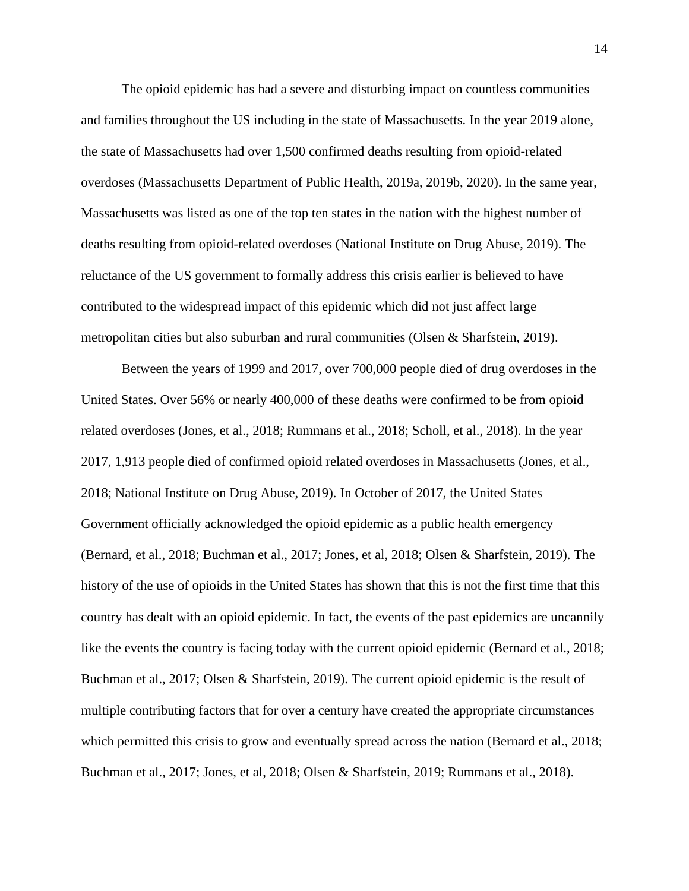The opioid epidemic has had a severe and disturbing impact on countless communities and families throughout the US including in the state of Massachusetts. In the year 2019 alone, the state of Massachusetts had over 1,500 confirmed deaths resulting from opioid-related overdoses (Massachusetts Department of Public Health, 2019a, 2019b, 2020). In the same year, Massachusetts was listed as one of the top ten states in the nation with the highest number of deaths resulting from opioid-related overdoses (National Institute on Drug Abuse, 2019). The reluctance of the US government to formally address this crisis earlier is believed to have contributed to the widespread impact of this epidemic which did not just affect large metropolitan cities but also suburban and rural communities (Olsen & Sharfstein, 2019).

Between the years of 1999 and 2017, over 700,000 people died of drug overdoses in the United States. Over 56% or nearly 400,000 of these deaths were confirmed to be from opioid related overdoses (Jones, et al., 2018; Rummans et al., 2018; Scholl, et al., 2018). In the year 2017, 1,913 people died of confirmed opioid related overdoses in Massachusetts (Jones, et al., 2018; National Institute on Drug Abuse, 2019). In October of 2017, the United States Government officially acknowledged the opioid epidemic as a public health emergency (Bernard, et al., 2018; Buchman et al., 2017; Jones, et al, 2018; Olsen & Sharfstein, 2019). The history of the use of opioids in the United States has shown that this is not the first time that this country has dealt with an opioid epidemic. In fact, the events of the past epidemics are uncannily like the events the country is facing today with the current opioid epidemic (Bernard et al., 2018; Buchman et al., 2017; Olsen & Sharfstein, 2019). The current opioid epidemic is the result of multiple contributing factors that for over a century have created the appropriate circumstances which permitted this crisis to grow and eventually spread across the nation (Bernard et al., 2018; Buchman et al., 2017; Jones, et al, 2018; Olsen & Sharfstein, 2019; Rummans et al., 2018).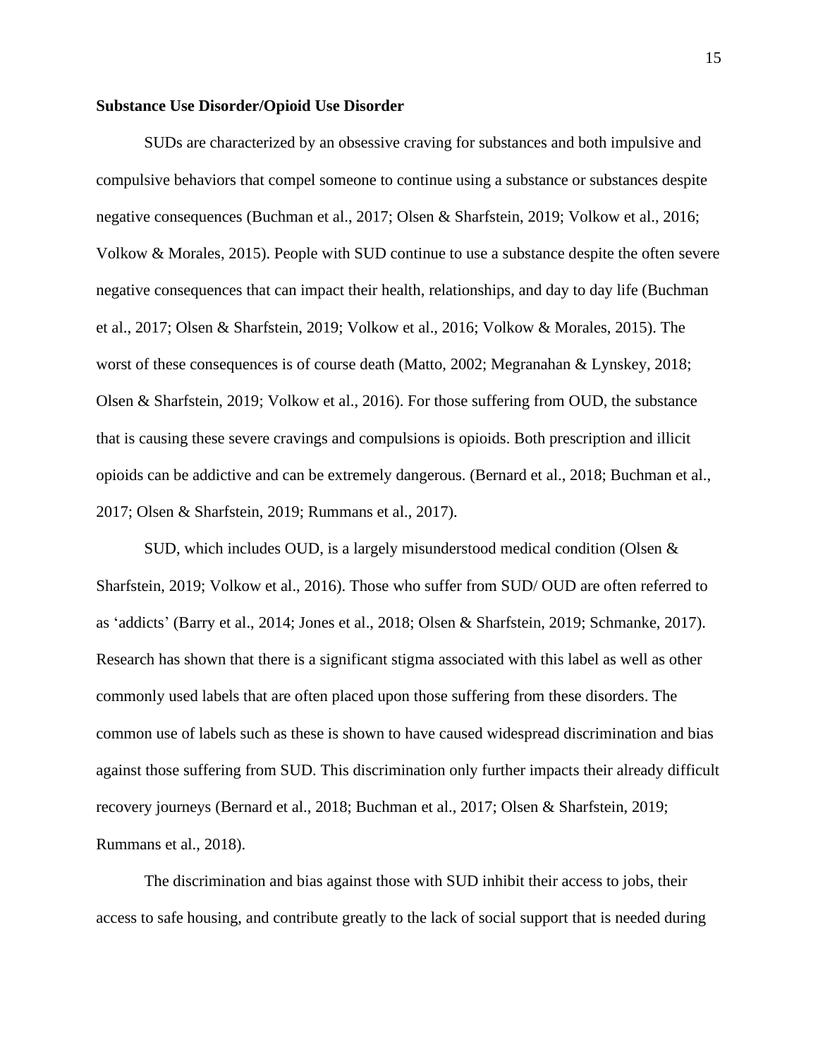**Substance Use Disorder/Opioid Use Disorder**

SUDs are characterized by an obsessive craving for substances and both impulsive and compulsive behaviors that compel someone to continue using a substance or substances despite negative consequences (Buchman et al., 2017; Olsen & Sharfstein, 2019; Volkow et al., 2016; Volkow & Morales, 2015). People with SUD continue to use a substance despite the often severe negative consequences that can impact their health, relationships, and day to day life (Buchman et al., 2017; Olsen & Sharfstein, 2019; Volkow et al., 2016; Volkow & Morales, 2015). The worst of these consequences is of course death (Matto, 2002; Megranahan & Lynskey, 2018; Olsen & Sharfstein, 2019; Volkow et al., 2016). For those suffering from OUD, the substance that is causing these severe cravings and compulsions is opioids. Both prescription and illicit opioids can be addictive and can be extremely dangerous. (Bernard et al., 2018; Buchman et al., 2017; Olsen & Sharfstein, 2019; Rummans et al., 2017).

SUD, which includes OUD, is a largely misunderstood medical condition (Olsen & Sharfstein, 2019; Volkow et al., 2016). Those who suffer from SUD/ OUD are often referred to as 'addicts' (Barry et al., 2014; Jones et al., 2018; Olsen & Sharfstein, 2019; Schmanke, 2017). Research has shown that there is a significant stigma associated with this label as well as other commonly used labels that are often placed upon those suffering from these disorders. The common use of labels such as these is shown to have caused widespread discrimination and bias against those suffering from SUD. This discrimination only further impacts their already difficult recovery journeys (Bernard et al., 2018; Buchman et al., 2017; Olsen & Sharfstein, 2019; Rummans et al., 2018).

The discrimination and bias against those with SUD inhibit their access to jobs, their access to safe housing, and contribute greatly to the lack of social support that is needed during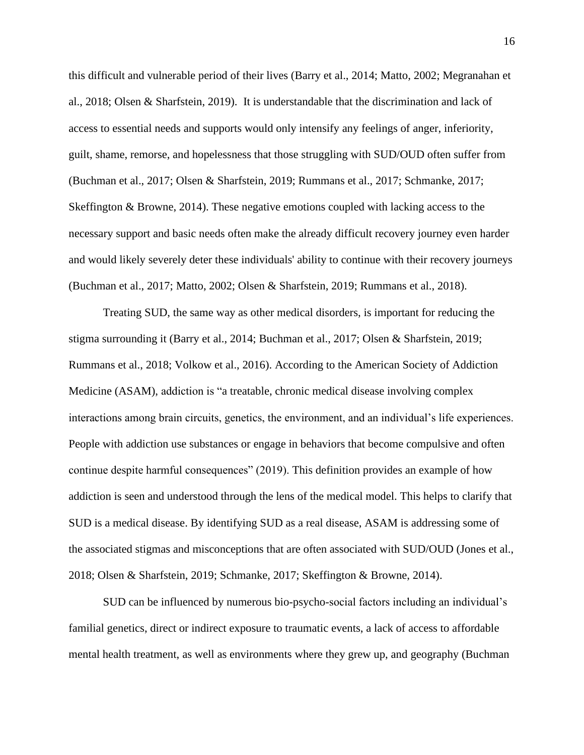this difficult and vulnerable period of their lives (Barry et al., 2014; Matto, 2002; Megranahan et al., 2018; Olsen & Sharfstein, 2019). It is understandable that the discrimination and lack of access to essential needs and supports would only intensify any feelings of anger, inferiority, guilt, shame, remorse, and hopelessness that those struggling with SUD/OUD often suffer from (Buchman et al., 2017; Olsen & Sharfstein, 2019; Rummans et al., 2017; Schmanke, 2017; Skeffington & Browne, 2014). These negative emotions coupled with lacking access to the necessary support and basic needs often make the already difficult recovery journey even harder and would likely severely deter these individuals' ability to continue with their recovery journeys (Buchman et al., 2017; Matto, 2002; Olsen & Sharfstein, 2019; Rummans et al., 2018).

Treating SUD, the same way as other medical disorders, is important for reducing the stigma surrounding it (Barry et al., 2014; Buchman et al., 2017; Olsen & Sharfstein, 2019; Rummans et al., 2018; Volkow et al., 2016). According to the American Society of Addiction Medicine (ASAM), addiction is "a treatable, chronic medical disease involving complex interactions among brain circuits, genetics, the environment, and an individual's life experiences. People with addiction use substances or engage in behaviors that become compulsive and often continue despite harmful consequences" (2019). This definition provides an example of how addiction is seen and understood through the lens of the medical model. This helps to clarify that SUD is a medical disease. By identifying SUD as a real disease, ASAM is addressing some of the associated stigmas and misconceptions that are often associated with SUD/OUD (Jones et al., 2018; Olsen & Sharfstein, 2019; Schmanke, 2017; Skeffington & Browne, 2014).

SUD can be influenced by numerous bio-psycho-social factors including an individual's familial genetics, direct or indirect exposure to traumatic events, a lack of access to affordable mental health treatment, as well as environments where they grew up, and geography (Buchman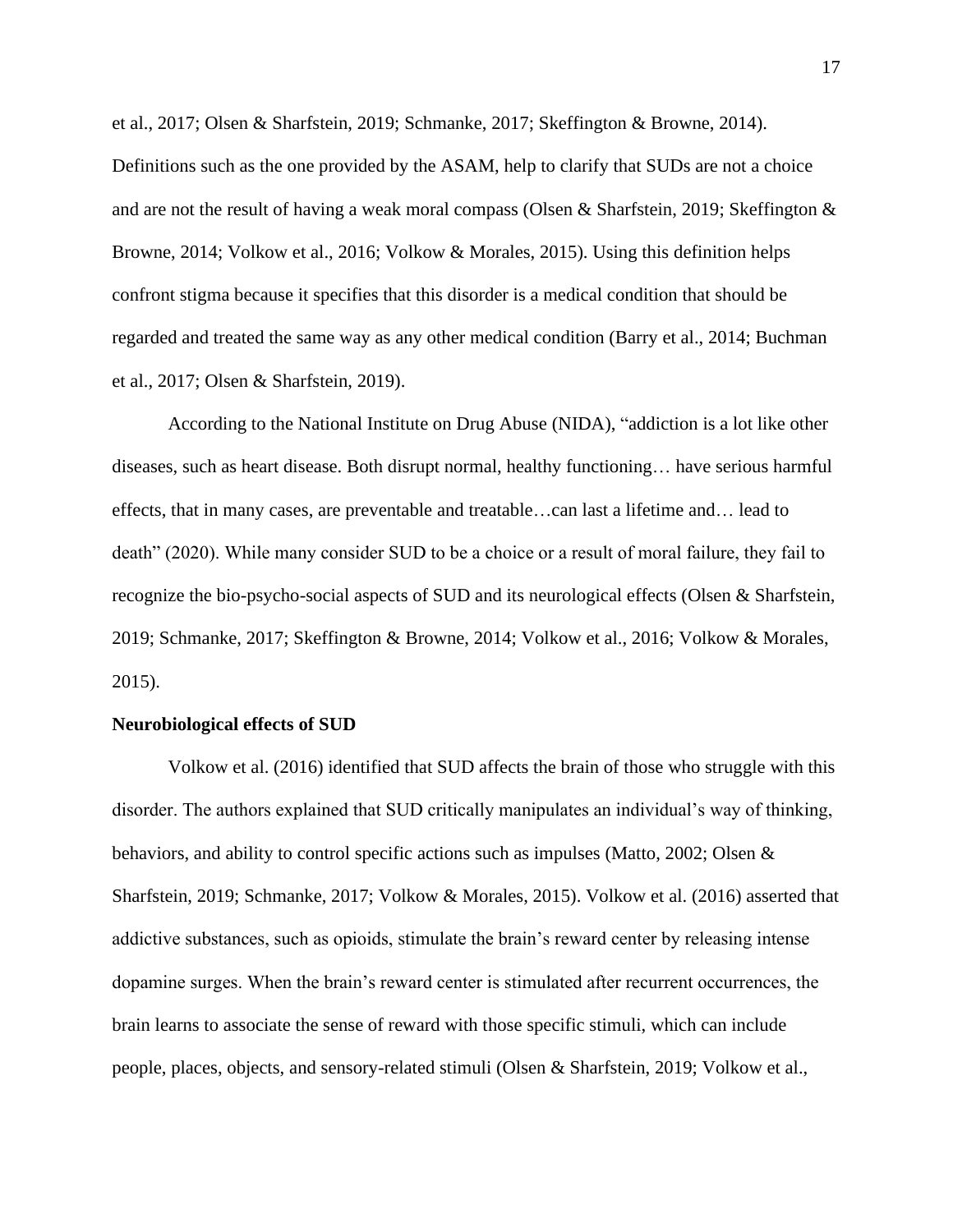et al., 2017; Olsen & Sharfstein, 2019; Schmanke, 2017; Skeffington & Browne, 2014). Definitions such as the one provided by the ASAM, help to clarify that SUDs are not a choice and are not the result of having a weak moral compass (Olsen & Sharfstein, 2019; Skeffington & Browne, 2014; Volkow et al., 2016; Volkow & Morales, 2015). Using this definition helps confront stigma because it specifies that this disorder is a medical condition that should be regarded and treated the same way as any other medical condition (Barry et al., 2014; Buchman et al., 2017; Olsen & Sharfstein, 2019).

According to the National Institute on Drug Abuse (NIDA), "addiction is a lot like other diseases, such as heart disease. Both disrupt normal, healthy functioning… have serious harmful effects, that in many cases, are preventable and treatable…can last a lifetime and… lead to death" (2020). While many consider SUD to be a choice or a result of moral failure, they fail to recognize the bio-psycho-social aspects of SUD and its neurological effects (Olsen & Sharfstein, 2019; Schmanke, 2017; Skeffington & Browne, 2014; Volkow et al., 2016; Volkow & Morales, 2015).

**Neurobiological effects of SUD**

Volkow et al. (2016) identified that SUD affects the brain of those who struggle with this disorder. The authors explained that SUD critically manipulates an individual's way of thinking, behaviors, and ability to control specific actions such as impulses (Matto, 2002; Olsen & Sharfstein, 2019; Schmanke, 2017; Volkow & Morales, 2015). Volkow et al. (2016) asserted that addictive substances, such as opioids, stimulate the brain's reward center by releasing intense dopamine surges. When the brain's reward center is stimulated after recurrent occurrences, the brain learns to associate the sense of reward with those specific stimuli, which can include people, places, objects, and sensory-related stimuli (Olsen & Sharfstein, 2019; Volkow et al.,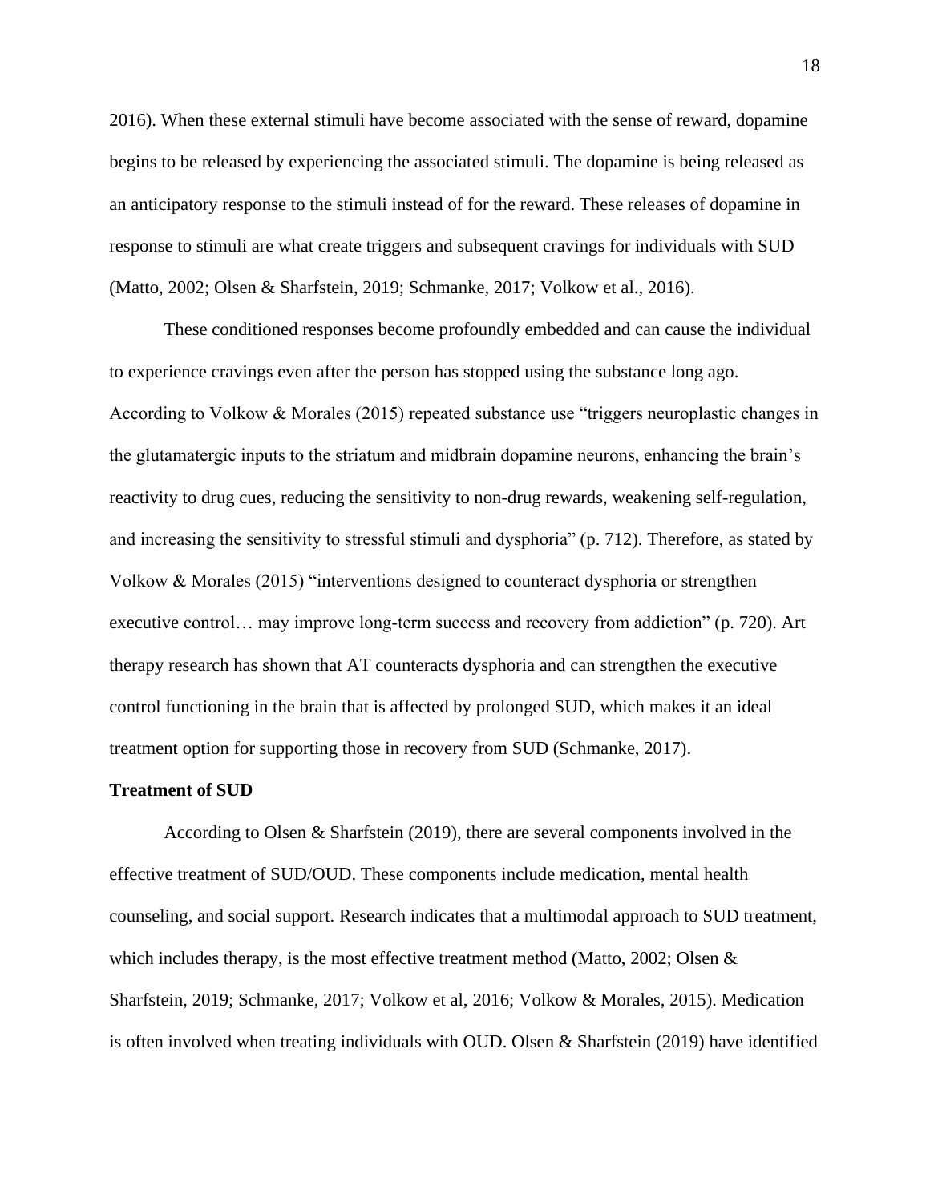2016). When these external stimuli have become associated with the sense of reward, dopamine begins to be released by experiencing the associated stimuli. The dopamine is being released as an anticipatory response to the stimuli instead of for the reward. These releases of dopamine in response to stimuli are what create triggers and subsequent cravings for individuals with SUD (Matto, 2002; Olsen & Sharfstein, 2019; Schmanke, 2017; Volkow et al., 2016).

These conditioned responses become profoundly embedded and can cause the individual to experience cravings even after the person has stopped using the substance long ago. According to Volkow & Morales (2015) repeated substance use "triggers neuroplastic changes in the glutamatergic inputs to the striatum and midbrain dopamine neurons, enhancing the brain's reactivity to drug cues, reducing the sensitivity to non-drug rewards, weakening self-regulation, and increasing the sensitivity to stressful stimuli and dysphoria" (p. 712). Therefore, as stated by Volkow & Morales (2015) "interventions designed to counteract dysphoria or strengthen executive control… may improve long-term success and recovery from addiction" (p. 720). Art therapy research has shown that AT counteracts dysphoria and can strengthen the executive control functioning in the brain that is affected by prolonged SUD, which makes it an ideal treatment option for supporting those in recovery from SUD (Schmanke, 2017).

**Treatment of SUD**

According to Olsen & Sharfstein (2019), there are several components involved in the effective treatment of SUD/OUD. These components include medication, mental health counseling, and social support. Research indicates that a multimodal approach to SUD treatment, which includes therapy, is the most effective treatment method (Matto, 2002; Olsen & Sharfstein, 2019; Schmanke, 2017; Volkow et al, 2016; Volkow & Morales, 2015). Medication is often involved when treating individuals with OUD. Olsen & Sharfstein (2019) have identified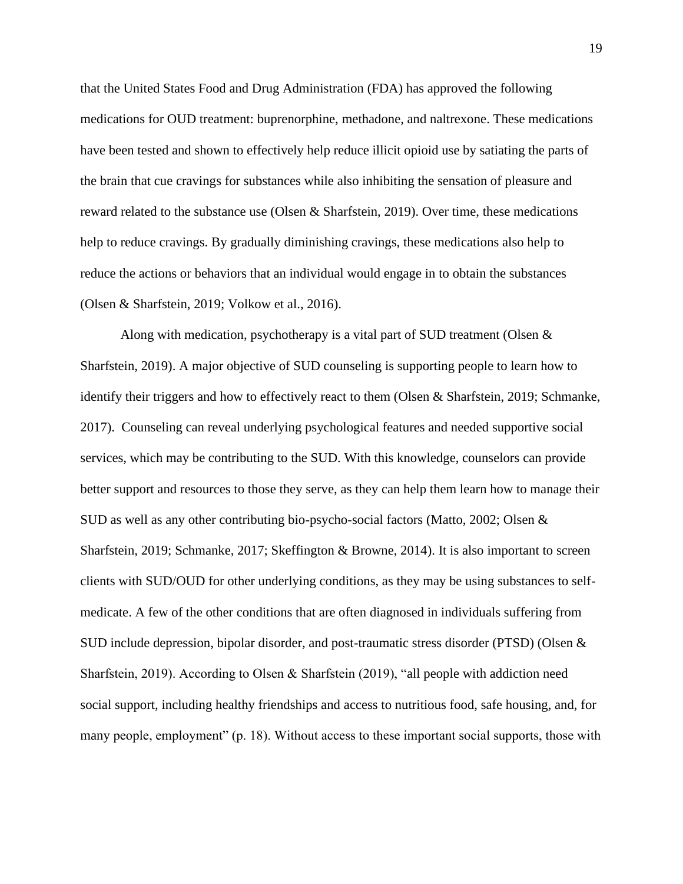that the United States Food and Drug Administration (FDA) has approved the following medications for OUD treatment: buprenorphine, methadone, and naltrexone. These medications have been tested and shown to effectively help reduce illicit opioid use by satiating the parts of the brain that cue cravings for substances while also inhibiting the sensation of pleasure and reward related to the substance use (Olsen & Sharfstein, 2019). Over time, these medications help to reduce cravings. By gradually diminishing cravings, these medications also help to reduce the actions or behaviors that an individual would engage in to obtain the substances (Olsen & Sharfstein, 2019; Volkow et al., 2016).

Along with medication, psychotherapy is a vital part of SUD treatment (Olsen & Sharfstein, 2019). A major objective of SUD counseling is supporting people to learn how to identify their triggers and how to effectively react to them (Olsen & Sharfstein, 2019; Schmanke, 2017). Counseling can reveal underlying psychological features and needed supportive social services, which may be contributing to the SUD. With this knowledge, counselors can provide better support and resources to those they serve, as they can help them learn how to manage their SUD as well as any other contributing bio-psycho-social factors (Matto, 2002; Olsen & Sharfstein, 2019; Schmanke, 2017; Skeffington & Browne, 2014). It is also important to screen clients with SUD/OUD for other underlying conditions, as they may be using substances to self-medicate. A few of the other conditions that are often diagnosed in individuals suffering from SUD include depression, bipolar disorder, and post-traumatic stress disorder (PTSD) (Olsen & Sharfstein, 2019). According to Olsen & Sharfstein (2019), "all people with addiction need social support, including healthy friendships and access to nutritious food, safe housing, and, for many people, employment" (p. 18). Without access to these important social supports, those with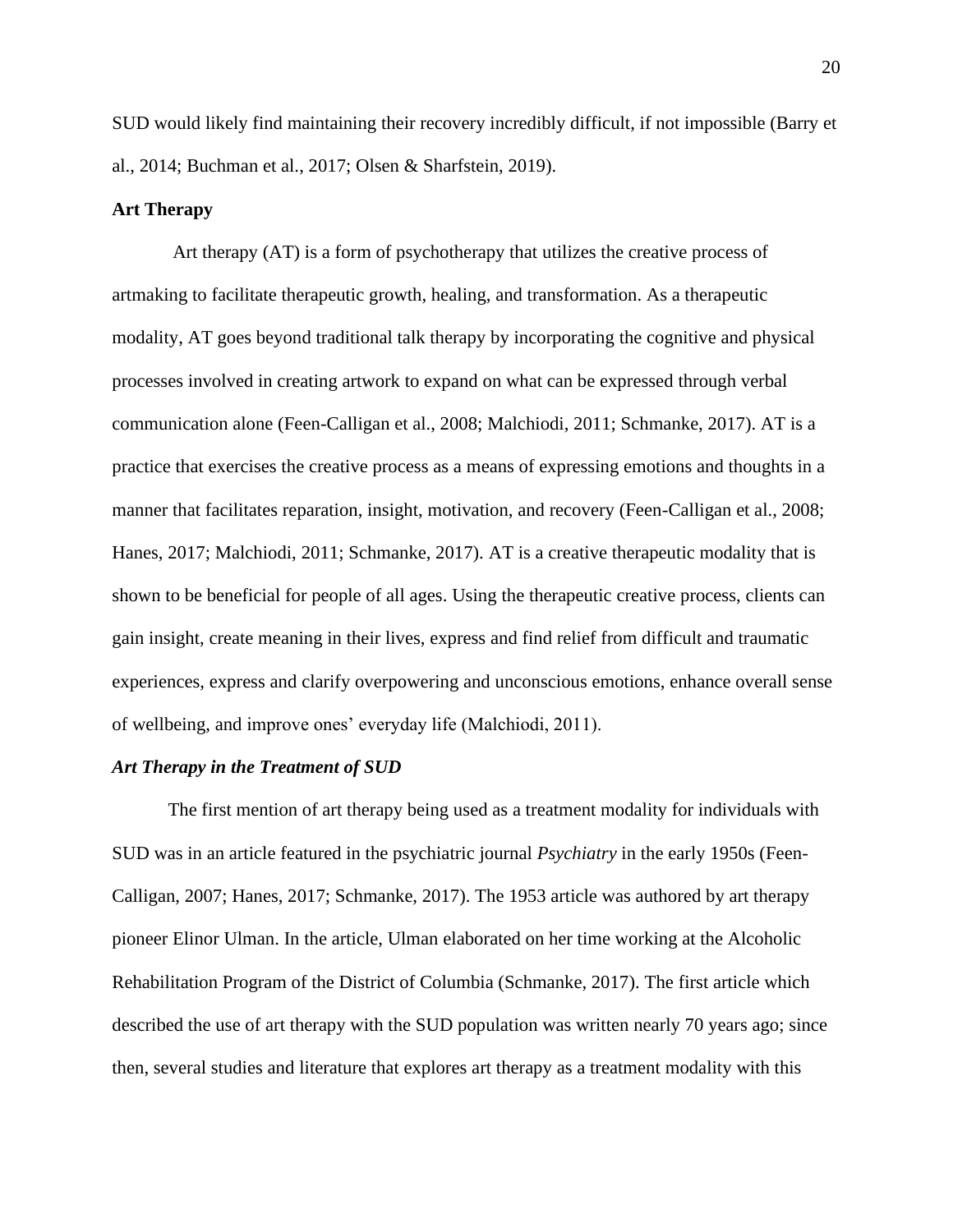SUD would likely find maintaining their recovery incredibly difficult, if not impossible (Barry et al., 2014; Buchman et al., 2017; Olsen & Sharfstein, 2019).

## Art Therapy

Art therapy (AT) is a form of psychotherapy that utilizes the creative process of artmaking to facilitate therapeutic growth, healing, and transformation. As a therapeutic modality, AT goes beyond traditional talk therapy by incorporating the cognitive and physical processes involved in creating artwork to expand on what can be expressed through verbal communication alone (Feen-Calligan et al., 2008; Malchiodi, 2011; Schmanke, 2017). AT is a practice that exercises the creative process as a means of expressing emotions and thoughts in a manner that facilitates reparation, insight, motivation, and recovery (Feen-Calligan et al., 2008; Hanes, 2017; Malchiodi, 2011; Schmanke, 2017). AT is a creative therapeutic modality that is shown to be beneficial for people of all ages. Using the therapeutic creative process, clients can gain insight, create meaning in their lives, express and find relief from difficult and traumatic experiences, express and clarify overpowering and unconscious emotions, enhance overall sense of wellbeing, and improve ones' everyday life (Malchiodi, 2011).

### *Art Therapy in the Treatment of SUD*

The first mention of art therapy being used as a treatment modality for individuals with SUD was in an article featured in the psychiatric journal *Psychiatry* in the early 1950s (Feen-Calligan, 2007; Hanes, 2017; Schmanke, 2017). The 1953 article was authored by art therapy pioneer Elinor Ulman. In the article, Ulman elaborated on her time working at the Alcoholic Rehabilitation Program of the District of Columbia (Schmanke, 2017). The first article which described the use of art therapy with the SUD population was written nearly 70 years ago; since then, several studies and literature that explores art therapy as a treatment modality with this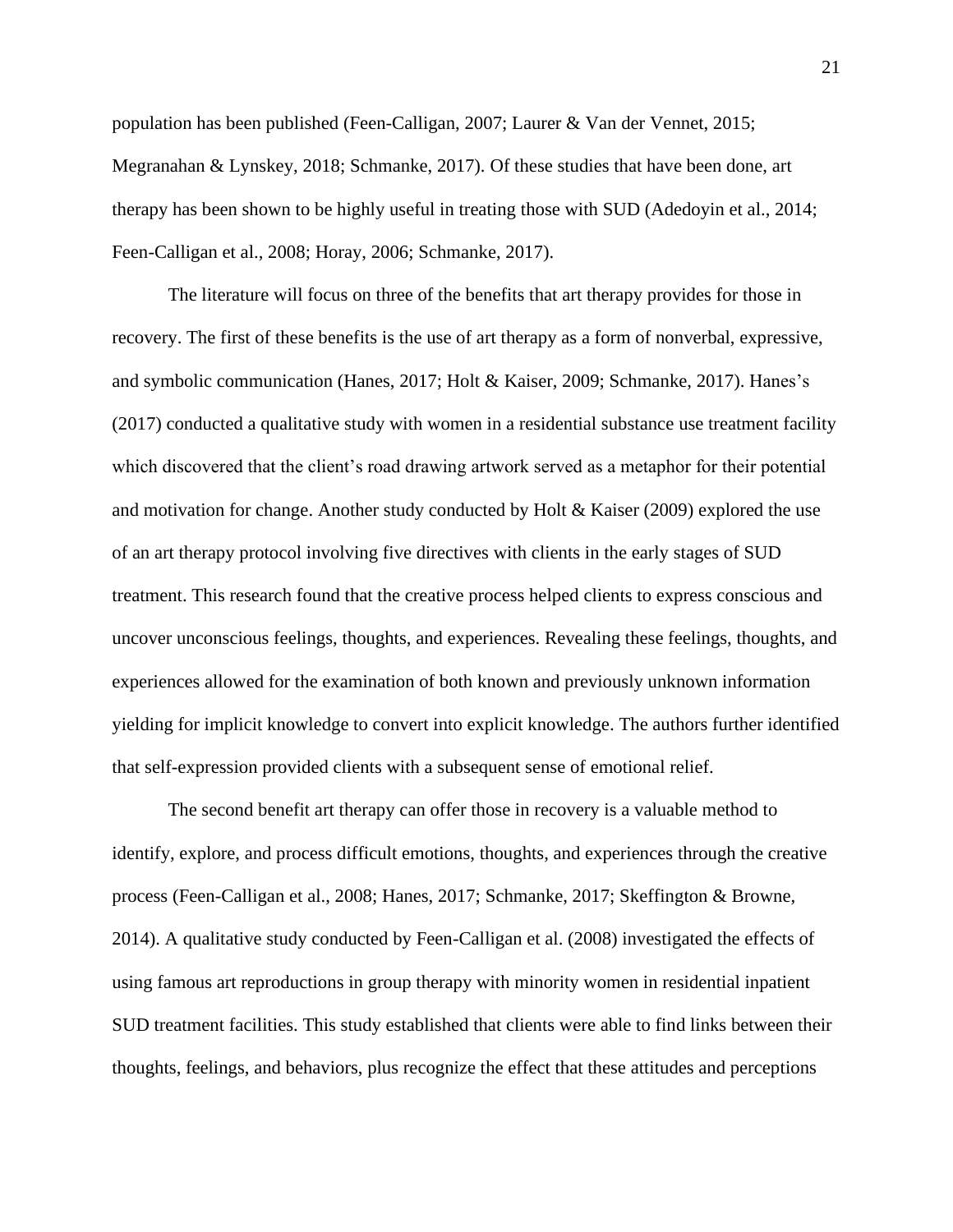population has been published (Feen-Calligan, 2007; Laurer & Van der Vennet, 2015; Megranahan & Lynskey, 2018; Schmanke, 2017). Of these studies that have been done, art therapy has been shown to be highly useful in treating those with SUD (Adedoyin et al., 2014; Feen-Calligan et al., 2008; Horay, 2006; Schmanke, 2017).

The literature will focus on three of the benefits that art therapy provides for those in recovery. The first of these benefits is the use of art therapy as a form of nonverbal, expressive, and symbolic communication (Hanes, 2017; Holt & Kaiser, 2009; Schmanke, 2017). Hanes's (2017) conducted a qualitative study with women in a residential substance use treatment facility which discovered that the client's road drawing artwork served as a metaphor for their potential and motivation for change. Another study conducted by Holt & Kaiser (2009) explored the use of an art therapy protocol involving five directives with clients in the early stages of SUD treatment. This research found that the creative process helped clients to express conscious and uncover unconscious feelings, thoughts, and experiences. Revealing these feelings, thoughts, and experiences allowed for the examination of both known and previously unknown information yielding for implicit knowledge to convert into explicit knowledge. The authors further identified that self-expression provided clients with a subsequent sense of emotional relief.

The second benefit art therapy can offer those in recovery is a valuable method to identify, explore, and process difficult emotions, thoughts, and experiences through the creative process (Feen-Calligan et al., 2008; Hanes, 2017; Schmanke, 2017; Skeffington & Browne, 2014). A qualitative study conducted by Feen-Calligan et al. (2008) investigated the effects of using famous art reproductions in group therapy with minority women in residential inpatient SUD treatment facilities. This study established that clients were able to find links between their thoughts, feelings, and behaviors, plus recognize the effect that these attitudes and perceptions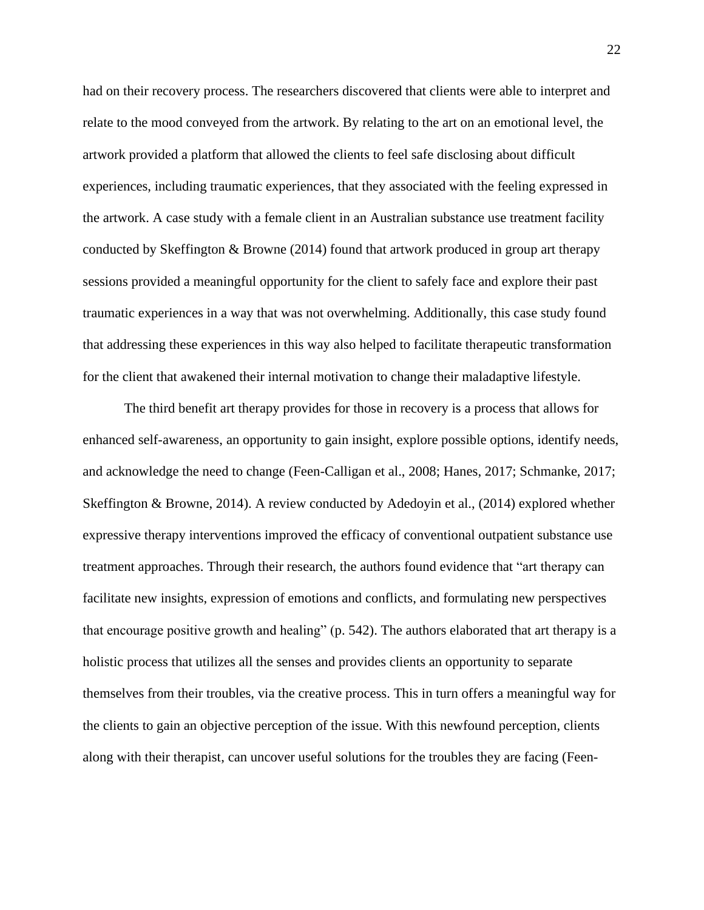had on their recovery process. The researchers discovered that clients were able to interpret and relate to the mood conveyed from the artwork. By relating to the art on an emotional level, the artwork provided a platform that allowed the clients to feel safe disclosing about difficult experiences, including traumatic experiences, that they associated with the feeling expressed in the artwork. A case study with a female client in an Australian substance use treatment facility conducted by Skeffington & Browne (2014) found that artwork produced in group art therapy sessions provided a meaningful opportunity for the client to safely face and explore their past traumatic experiences in a way that was not overwhelming. Additionally, this case study found that addressing these experiences in this way also helped to facilitate therapeutic transformation for the client that awakened their internal motivation to change their maladaptive lifestyle.

The third benefit art therapy provides for those in recovery is a process that allows for enhanced self-awareness, an opportunity to gain insight, explore possible options, identify needs, and acknowledge the need to change (Feen-Calligan et al., 2008; Hanes, 2017; Schmanke, 2017; Skeffington & Browne, 2014). A review conducted by Adedoyin et al., (2014) explored whether expressive therapy interventions improved the efficacy of conventional outpatient substance use treatment approaches. Through their research, the authors found evidence that "art therapy can facilitate new insights, expression of emotions and conflicts, and formulating new perspectives that encourage positive growth and healing" (p. 542). The authors elaborated that art therapy is a holistic process that utilizes all the senses and provides clients an opportunity to separate themselves from their troubles, via the creative process. This in turn offers a meaningful way for the clients to gain an objective perception of the issue. With this newfound perception, clients along with their therapist, can uncover useful solutions for the troubles they are facing (Feen-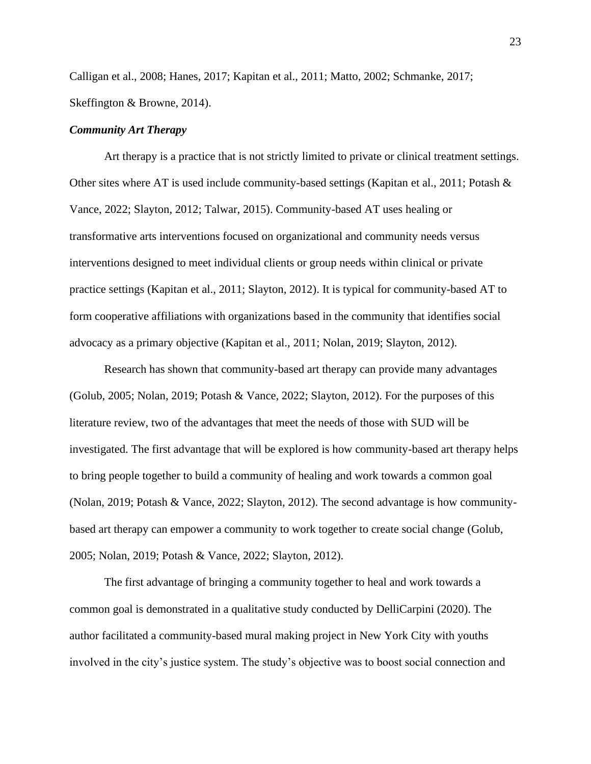Calligan et al., 2008; Hanes, 2017; Kapitan et al., 2011; Matto, 2002; Schmanke, 2017; Skeffington & Browne, 2014).

### ***Community Art Therapy***

Art therapy is a practice that is not strictly limited to private or clinical treatment settings. Other sites where AT is used include community-based settings (Kapitan et al., 2011; Potash & Vance, 2022; Slayton, 2012; Talwar, 2015). Community-based AT uses healing or transformative arts interventions focused on organizational and community needs versus interventions designed to meet individual clients or group needs within clinical or private practice settings (Kapitan et al., 2011; Slayton, 2012). It is typical for community-based AT to form cooperative affiliations with organizations based in the community that identifies social advocacy as a primary objective (Kapitan et al., 2011; Nolan, 2019; Slayton, 2012).

Research has shown that community-based art therapy can provide many advantages (Golub, 2005; Nolan, 2019; Potash & Vance, 2022; Slayton, 2012). For the purposes of this literature review, two of the advantages that meet the needs of those with SUD will be investigated. The first advantage that will be explored is how community-based art therapy helps to bring people together to build a community of healing and work towards a common goal (Nolan, 2019; Potash & Vance, 2022; Slayton, 2012). The second advantage is how community-based art therapy can empower a community to work together to create social change (Golub, 2005; Nolan, 2019; Potash & Vance, 2022; Slayton, 2012).

The first advantage of bringing a community together to heal and work towards a common goal is demonstrated in a qualitative study conducted by DelliCarpini (2020). The author facilitated a community-based mural making project in New York City with youths involved in the city's justice system. The study's objective was to boost social connection and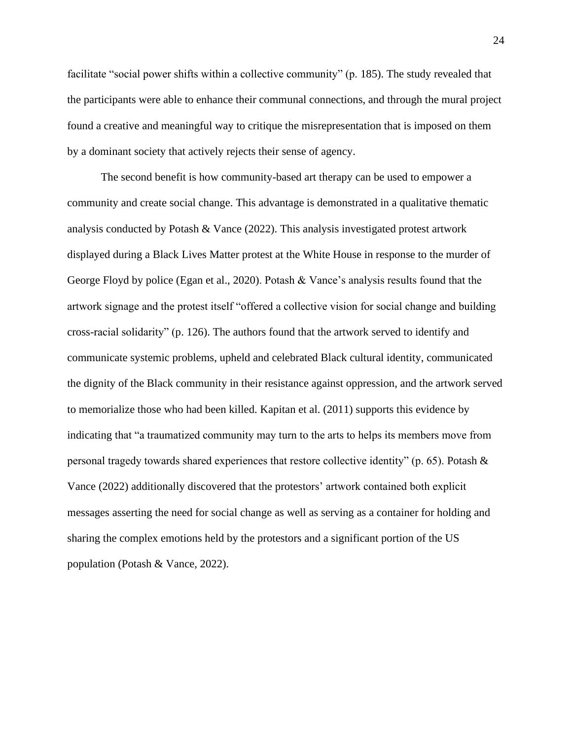facilitate "social power shifts within a collective community" (p. 185). The study revealed that the participants were able to enhance their communal connections, and through the mural project found a creative and meaningful way to critique the misrepresentation that is imposed on them by a dominant society that actively rejects their sense of agency.

The second benefit is how community-based art therapy can be used to empower a community and create social change. This advantage is demonstrated in a qualitative thematic analysis conducted by Potash & Vance (2022). This analysis investigated protest artwork displayed during a Black Lives Matter protest at the White House in response to the murder of George Floyd by police (Egan et al., 2020). Potash & Vance's analysis results found that the artwork signage and the protest itself "offered a collective vision for social change and building cross-racial solidarity" (p. 126). The authors found that the artwork served to identify and communicate systemic problems, upheld and celebrated Black cultural identity, communicated the dignity of the Black community in their resistance against oppression, and the artwork served to memorialize those who had been killed. Kapitan et al. (2011) supports this evidence by indicating that "a traumatized community may turn to the arts to helps its members move from personal tragedy towards shared experiences that restore collective identity" (p. 65). Potash & Vance (2022) additionally discovered that the protestors' artwork contained both explicit messages asserting the need for social change as well as serving as a container for holding and sharing the complex emotions held by the protestors and a significant portion of the US population (Potash & Vance, 2022).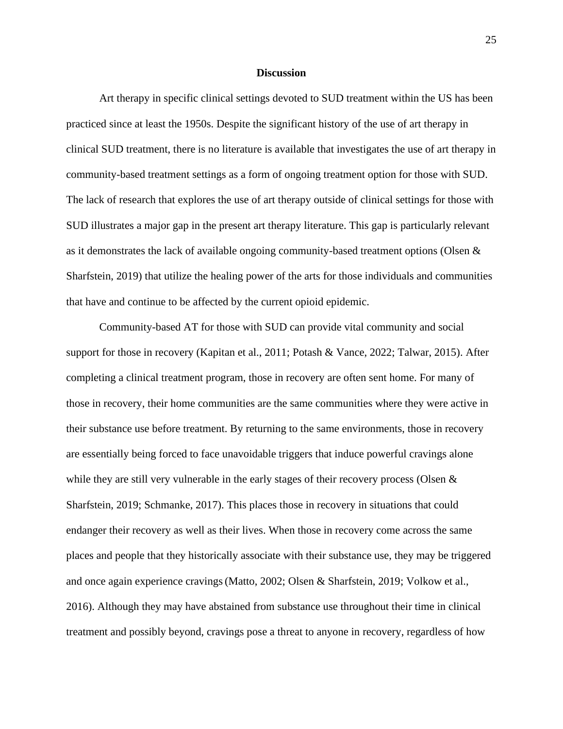## Discussion

Art therapy in specific clinical settings devoted to SUD treatment within the US has been practiced since at least the 1950s. Despite the significant history of the use of art therapy in clinical SUD treatment, there is no literature is available that investigates the use of art therapy in community-based treatment settings as a form of ongoing treatment option for those with SUD. The lack of research that explores the use of art therapy outside of clinical settings for those with SUD illustrates a major gap in the present art therapy literature. This gap is particularly relevant as it demonstrates the lack of available ongoing community-based treatment options (Olsen & Sharfstein, 2019) that utilize the healing power of the arts for those individuals and communities that have and continue to be affected by the current opioid epidemic.

Community-based AT for those with SUD can provide vital community and social support for those in recovery (Kapitan et al., 2011; Potash & Vance, 2022; Talwar, 2015). After completing a clinical treatment program, those in recovery are often sent home. For many of those in recovery, their home communities are the same communities where they were active in their substance use before treatment. By returning to the same environments, those in recovery are essentially being forced to face unavoidable triggers that induce powerful cravings alone while they are still very vulnerable in the early stages of their recovery process (Olsen & Sharfstein, 2019; Schmanke, 2017). This places those in recovery in situations that could endanger their recovery as well as their lives. When those in recovery come across the same places and people that they historically associate with their substance use, they may be triggered and once again experience cravings (Matto, 2002; Olsen & Sharfstein, 2019; Volkow et al., 2016). Although they may have abstained from substance use throughout their time in clinical treatment and possibly beyond, cravings pose a threat to anyone in recovery, regardless of how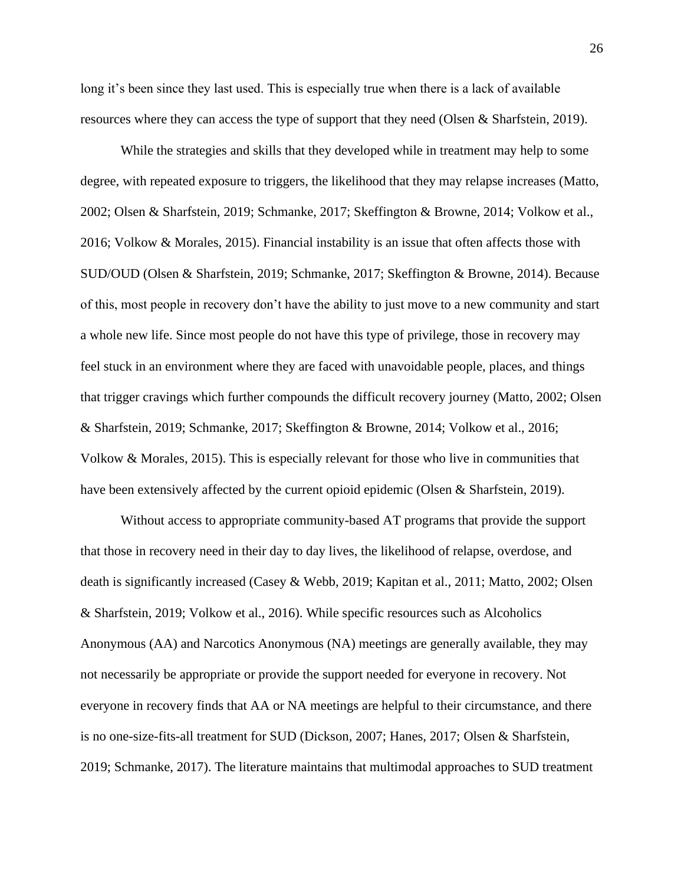long it's been since they last used. This is especially true when there is a lack of available resources where they can access the type of support that they need (Olsen & Sharfstein, 2019).

While the strategies and skills that they developed while in treatment may help to some degree, with repeated exposure to triggers, the likelihood that they may relapse increases (Matto, 2002; Olsen & Sharfstein, 2019; Schmanke, 2017; Skeffington & Browne, 2014; Volkow et al., 2016; Volkow & Morales, 2015). Financial instability is an issue that often affects those with SUD/OUD (Olsen & Sharfstein, 2019; Schmanke, 2017; Skeffington & Browne, 2014). Because of this, most people in recovery don't have the ability to just move to a new community and start a whole new life. Since most people do not have this type of privilege, those in recovery may feel stuck in an environment where they are faced with unavoidable people, places, and things that trigger cravings which further compounds the difficult recovery journey (Matto, 2002; Olsen & Sharfstein, 2019; Schmanke, 2017; Skeffington & Browne, 2014; Volkow et al., 2016; Volkow & Morales, 2015). This is especially relevant for those who live in communities that have been extensively affected by the current opioid epidemic (Olsen & Sharfstein, 2019).

Without access to appropriate community-based AT programs that provide the support that those in recovery need in their day to day lives, the likelihood of relapse, overdose, and death is significantly increased (Casey & Webb, 2019; Kapitan et al., 2011; Matto, 2002; Olsen & Sharfstein, 2019; Volkow et al., 2016). While specific resources such as Alcoholics Anonymous (AA) and Narcotics Anonymous (NA) meetings are generally available, they may not necessarily be appropriate or provide the support needed for everyone in recovery. Not everyone in recovery finds that AA or NA meetings are helpful to their circumstance, and there is no one-size-fits-all treatment for SUD (Dickson, 2007; Hanes, 2017; Olsen & Sharfstein, 2019; Schmanke, 2017). The literature maintains that multimodal approaches to SUD treatment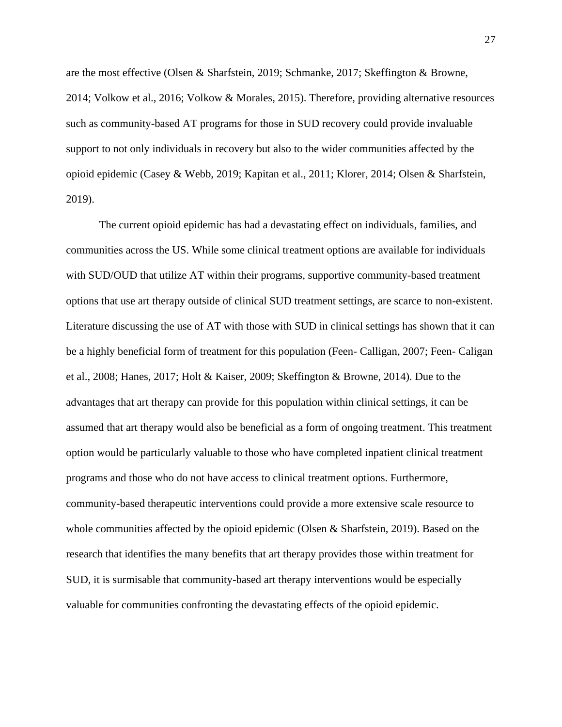are the most effective (Olsen & Sharfstein, 2019; Schmanke, 2017; Skeffington & Browne, 2014; Volkow et al., 2016; Volkow & Morales, 2015). Therefore, providing alternative resources such as community-based AT programs for those in SUD recovery could provide invaluable support to not only individuals in recovery but also to the wider communities affected by the opioid epidemic (Casey & Webb, 2019; Kapitan et al., 2011; Klorer, 2014; Olsen & Sharfstein, 2019).

The current opioid epidemic has had a devastating effect on individuals, families, and communities across the US. While some clinical treatment options are available for individuals with SUD/OUD that utilize AT within their programs, supportive community-based treatment options that use art therapy outside of clinical SUD treatment settings, are scarce to non-existent. Literature discussing the use of AT with those with SUD in clinical settings has shown that it can be a highly beneficial form of treatment for this population (Feen- Calligan, 2007; Feen- Caligan et al., 2008; Hanes, 2017; Holt & Kaiser, 2009; Skeffington & Browne, 2014). Due to the advantages that art therapy can provide for this population within clinical settings, it can be assumed that art therapy would also be beneficial as a form of ongoing treatment. This treatment option would be particularly valuable to those who have completed inpatient clinical treatment programs and those who do not have access to clinical treatment options. Furthermore, community-based therapeutic interventions could provide a more extensive scale resource to whole communities affected by the opioid epidemic (Olsen & Sharfstein, 2019). Based on the research that identifies the many benefits that art therapy provides those within treatment for SUD, it is surmisable that community-based art therapy interventions would be especially valuable for communities confronting the devastating effects of the opioid epidemic.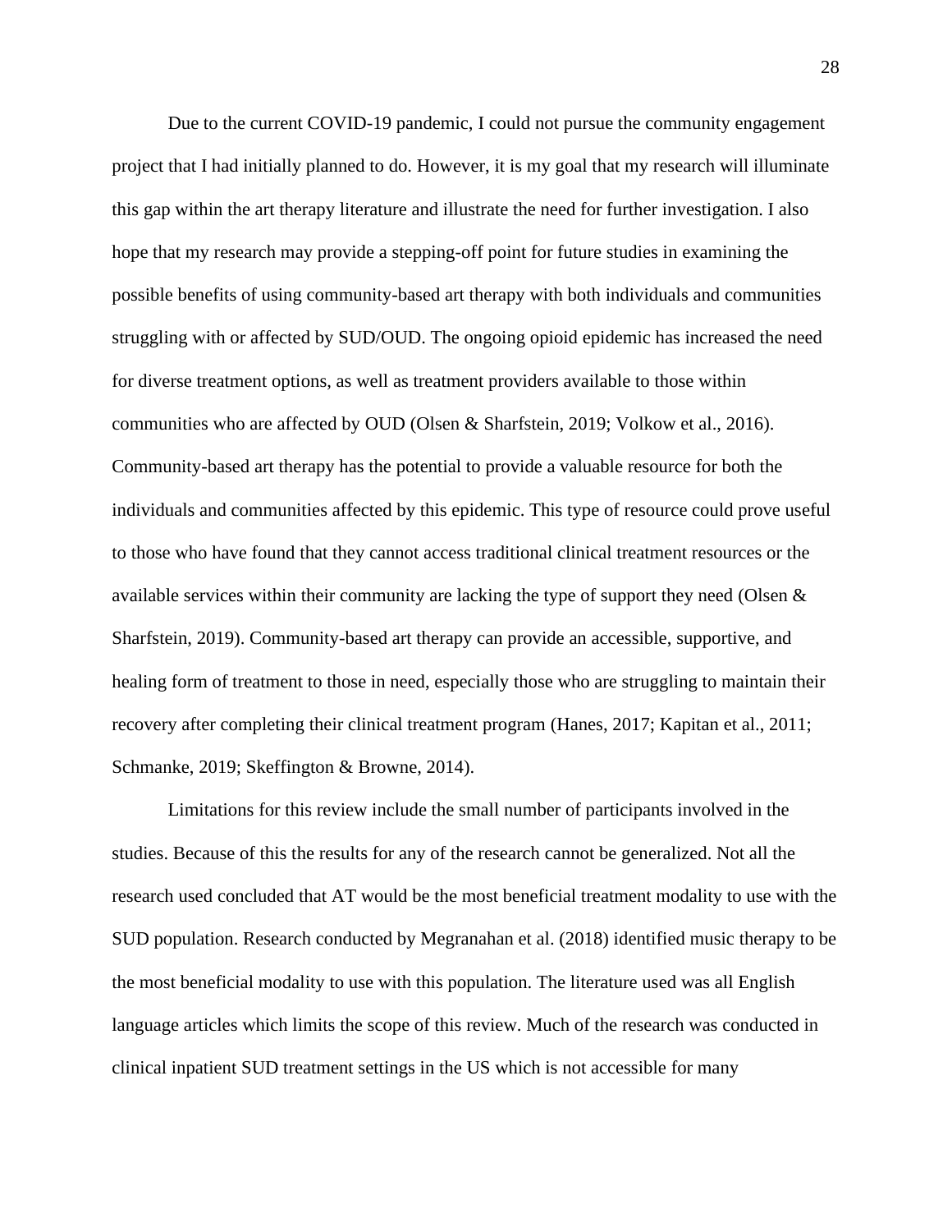Due to the current COVID-19 pandemic, I could not pursue the community engagement project that I had initially planned to do. However, it is my goal that my research will illuminate this gap within the art therapy literature and illustrate the need for further investigation. I also hope that my research may provide a stepping-off point for future studies in examining the possible benefits of using community-based art therapy with both individuals and communities struggling with or affected by SUD/OUD. The ongoing opioid epidemic has increased the need for diverse treatment options, as well as treatment providers available to those within communities who are affected by OUD (Olsen & Sharfstein, 2019; Volkow et al., 2016). Community-based art therapy has the potential to provide a valuable resource for both the individuals and communities affected by this epidemic. This type of resource could prove useful to those who have found that they cannot access traditional clinical treatment resources or the available services within their community are lacking the type of support they need (Olsen & Sharfstein, 2019). Community-based art therapy can provide an accessible, supportive, and healing form of treatment to those in need, especially those who are struggling to maintain their recovery after completing their clinical treatment program (Hanes, 2017; Kapitan et al., 2011; Schmanke, 2019; Skeffington & Browne, 2014).

Limitations for this review include the small number of participants involved in the studies. Because of this the results for any of the research cannot be generalized. Not all the research used concluded that AT would be the most beneficial treatment modality to use with the SUD population. Research conducted by Megranahan et al. (2018) identified music therapy to be the most beneficial modality to use with this population. The literature used was all English language articles which limits the scope of this review. Much of the research was conducted in clinical inpatient SUD treatment settings in the US which is not accessible for many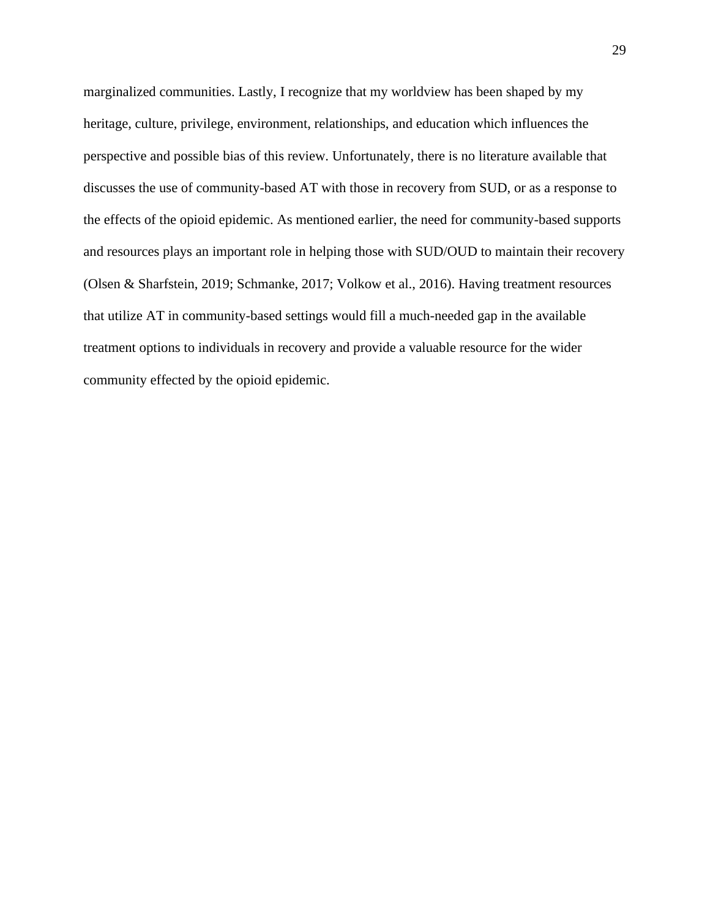marginalized communities. Lastly, I recognize that my worldview has been shaped by my heritage, culture, privilege, environment, relationships, and education which influences the perspective and possible bias of this review. Unfortunately, there is no literature available that discusses the use of community-based AT with those in recovery from SUD, or as a response to the effects of the opioid epidemic. As mentioned earlier, the need for community-based supports and resources plays an important role in helping those with SUD/OUD to maintain their recovery (Olsen & Sharfstein, 2019; Schmanke, 2017; Volkow et al., 2016). Having treatment resources that utilize AT in community-based settings would fill a much-needed gap in the available treatment options to individuals in recovery and provide a valuable resource for the wider community effected by the opioid epidemic.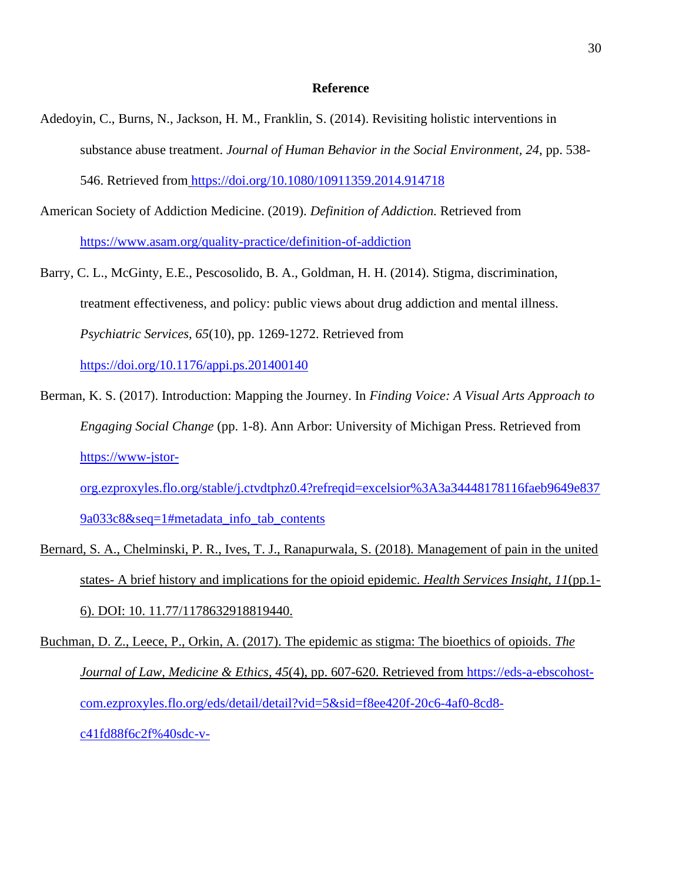**Reference**

Adedoyin, C., Burns, N., Jackson, H. M., Franklin, S. (2014). Revisiting holistic interventions in substance abuse treatment. *Journal of Human Behavior in the Social Environment, 24*, pp. 538-546. Retrieved from https://doi.org/10.1080/10911359.2014.914718

American Society of Addiction Medicine. (2019). *Definition of Addiction.* Retrieved from https://www.asam.org/quality-practice/definition-of-addiction

Barry, C. L., McGinty, E.E., Pescosolido, B. A., Goldman, H. H. (2014). Stigma, discrimination, treatment effectiveness, and policy: public views about drug addiction and mental illness. *Psychiatric Services, 65*(10), pp. 1269-1272. Retrieved from https://doi.org/10.1176/appi.ps.201400140

Berman, K. S. (2017). Introduction: Mapping the Journey. In *Finding Voice: A Visual Arts Approach to Engaging Social Change* (pp. 1-8). Ann Arbor: University of Michigan Press. Retrieved from https://www-jstor-org.ezproxyles.flo.org/stable/j.ctvdtphz0.4?refreqid=excelsior%3A3a34448178116faeb9649e8379a033c8&seq=1#metadata_info_tab_contents

Bernard, S. A., Chelminski, P. R., Ives, T. J., Ranapurwala, S. (2018). Management of pain in the united states- A brief history and implications for the opioid epidemic. *Health Services Insight, 11*(pp.1-6). DOI: 10. 11.77/1178632918819440.

Buchman, D. Z., Leece, P., Orkin, A. (2017). The epidemic as stigma: The bioethics of opioids. *The Journal of Law, Medicine & Ethics, 45*(4), pp. 607-620. Retrieved from https://eds-a-ebscohost-com.ezproxyles.flo.org/eds/detail/detail?vid=5&sid=f8ee420f-20c6-4af0-8cd8-c41fd88f6c2f%40sdc-v-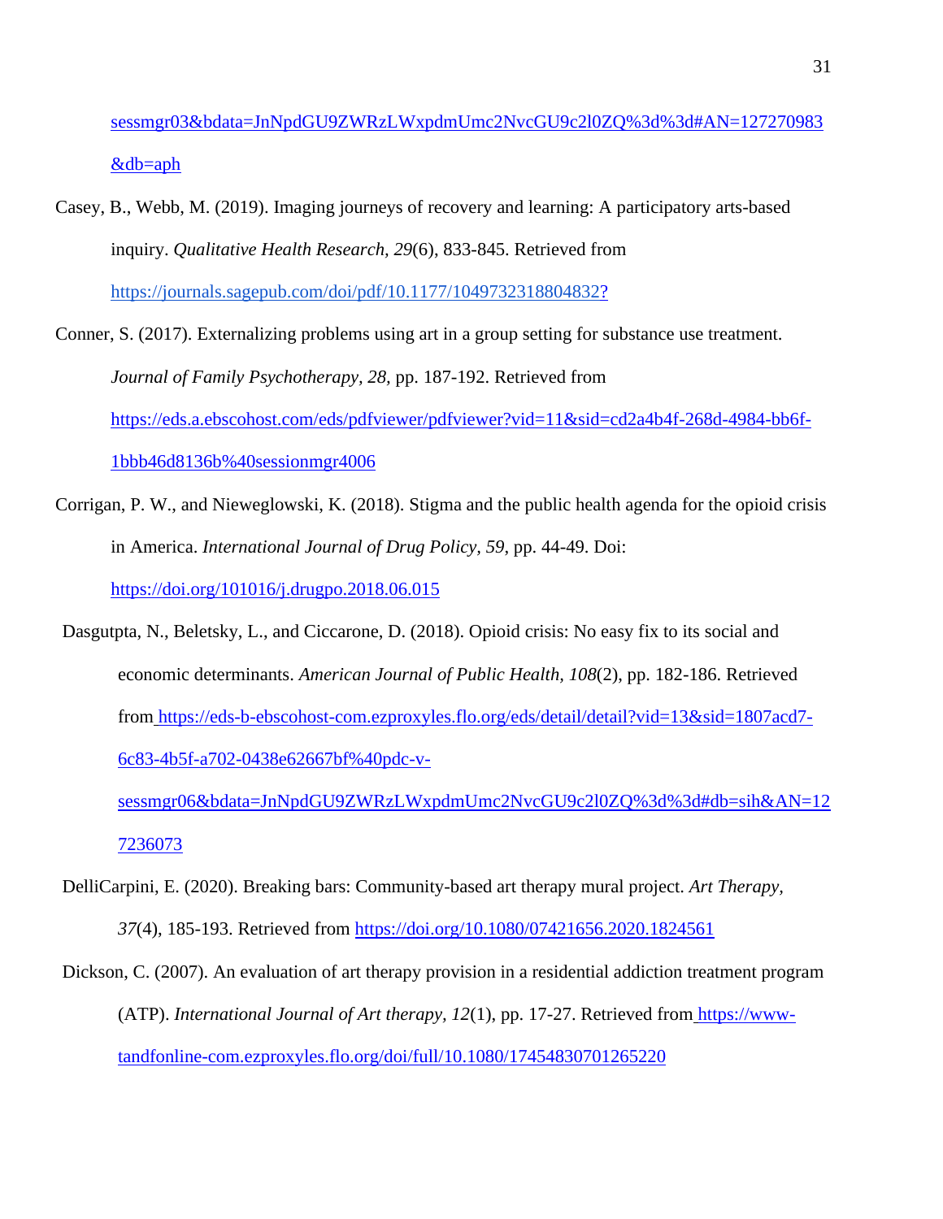sessmgr03&bdata=JnNpdGU9ZWRzLWxpdmUmc2NvcGU9c2l0ZQ%3d%3d#AN=127270983&db=aph

Casey, B., Webb, M. (2019). Imaging journeys of recovery and learning: A participatory arts-based inquiry. *Qualitative Health Research, 29*(6), 833-845. Retrieved from https://journals.sagepub.com/doi/pdf/10.1177/1049732318804832?

Conner, S. (2017). Externalizing problems using art in a group setting for substance use treatment. *Journal of Family Psychotherapy, 28*, pp. 187-192. Retrieved from https://eds.a.ebscohost.com/eds/pdfviewer/pdfviewer?vid=11&sid=cd2a4b4f-268d-4984-bb6f-1bbb46d8136b%40sessionmgr4006

Corrigan, P. W., and Nieweglowski, K. (2018). Stigma and the public health agenda for the opioid crisis in America. *International Journal of Drug Policy, 59*, pp. 44-49. Doi: https://doi.org/101016/j.drugpo.2018.06.015

Dasgutpta, N., Beletsky, L., and Ciccarone, D. (2018). Opioid crisis: No easy fix to its social and economic determinants. *American Journal of Public Health, 108*(2), pp. 182-186. Retrieved from https://eds-b-ebscohost-com.ezproxyles.flo.org/eds/detail/detail?vid=13&sid=1807acd7-6c83-4b5f-a702-0438e62667bf%40pdc-v-sessmgr06&bdata=JnNpdGU9ZWRzLWxpdmUmc2NvcGU9c2l0ZQ%3d%3d#db=sih&AN=127236073

DelliCarpini, E. (2020). Breaking bars: Community-based art therapy mural project. *Art Therapy, 37*(4), 185-193. Retrieved from https://doi.org/10.1080/07421656.2020.1824561

Dickson, C. (2007). An evaluation of art therapy provision in a residential addiction treatment program (ATP). *International Journal of Art therapy, 12*(1), pp. 17-27. Retrieved from https://www-tandfonline-com.ezproxyles.flo.org/doi/full/10.1080/17454830701265220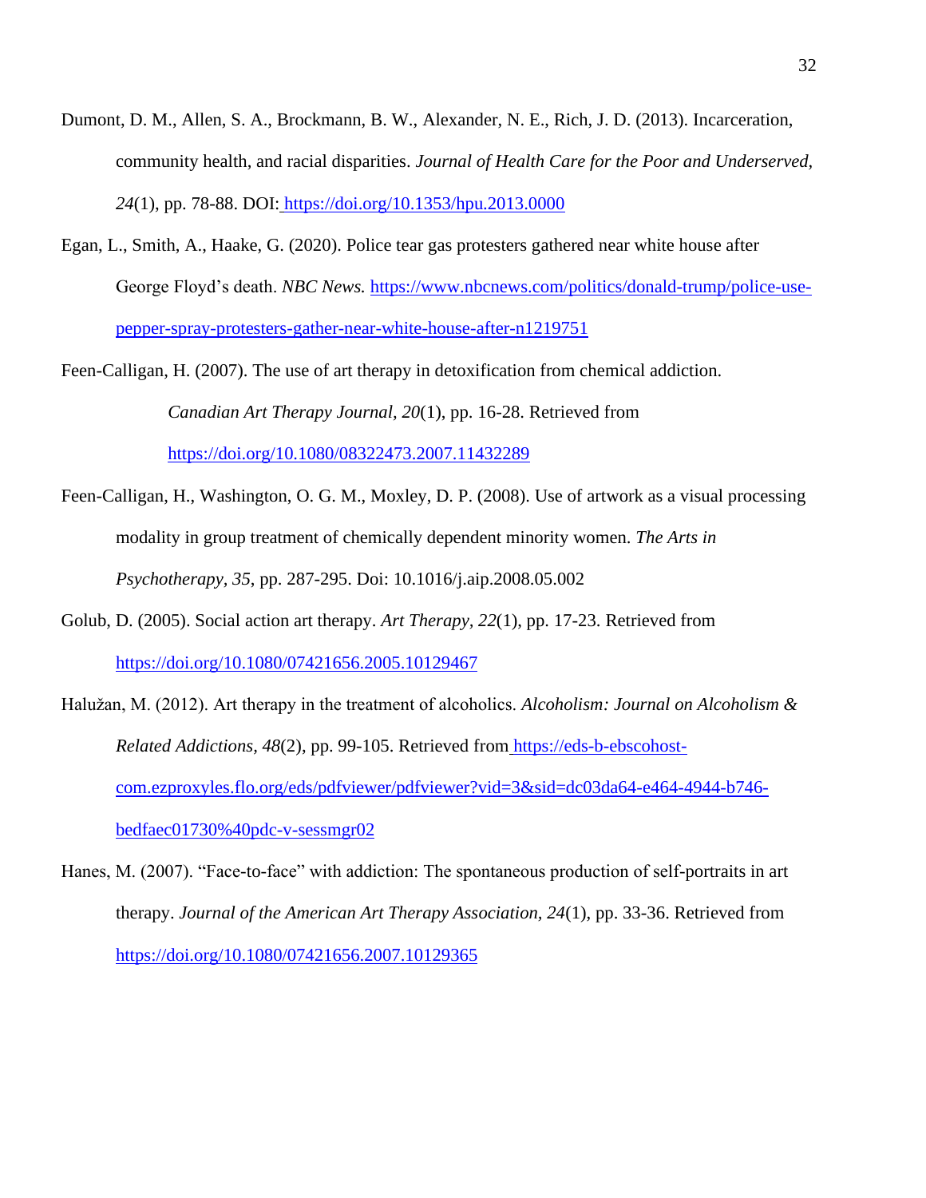Dumont, D. M., Allen, S. A., Brockmann, B. W., Alexander, N. E., Rich, J. D. (2013). Incarceration, community health, and racial disparities. *Journal of Health Care for the Poor and Underserved, 24*(1), pp. 78-88. DOI: https://doi.org/10.1353/hpu.2013.0000

Egan, L., Smith, A., Haake, G. (2020). Police tear gas protesters gathered near white house after George Floyd's death. *NBC News.* https://www.nbcnews.com/politics/donald-trump/police-use-pepper-spray-protesters-gather-near-white-house-after-n1219751

Feen-Calligan, H. (2007). The use of art therapy in detoxification from chemical addiction. *Canadian Art Therapy Journal, 20*(1), pp. 16-28. Retrieved from https://doi.org/10.1080/08322473.2007.11432289

Feen-Calligan, H., Washington, O. G. M., Moxley, D. P. (2008). Use of artwork as a visual processing modality in group treatment of chemically dependent minority women. *The Arts in Psychotherapy, 35*, pp. 287-295. Doi: 10.1016/j.aip.2008.05.002

Golub, D. (2005). Social action art therapy. *Art Therapy, 22*(1), pp. 17-23. Retrieved from https://doi.org/10.1080/07421656.2005.10129467

Halužan, M. (2012). Art therapy in the treatment of alcoholics. *Alcoholism: Journal on Alcoholism & Related Addictions, 48*(2), pp. 99-105. Retrieved from https://eds-b-ebscohost-com.ezproxyles.flo.org/eds/pdfviewer/pdfviewer?vid=3&sid=dc03da64-e464-4944-b746-bedfaec01730%40pdc-v-sessmgr02

Hanes, M. (2007). "Face-to-face" with addiction: The spontaneous production of self-portraits in art therapy. *Journal of the American Art Therapy Association, 24*(1), pp. 33-36. Retrieved from https://doi.org/10.1080/07421656.2007.10129365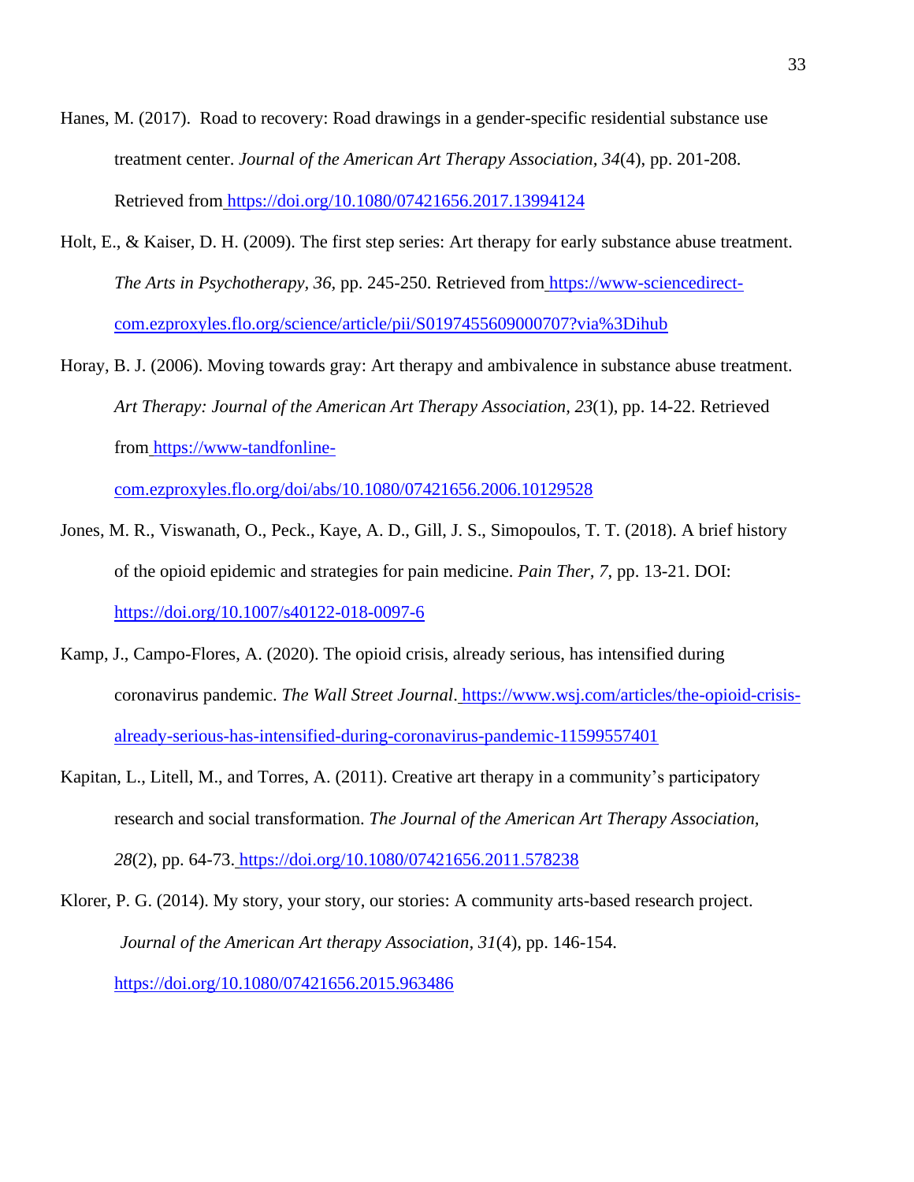Hanes, M. (2017).  Road to recovery: Road drawings in a gender-specific residential substance use treatment center. *Journal of the American Art Therapy Association*, *34*(4), pp. 201-208. Retrieved from https://doi.org/10.1080/07421656.2017.13994124

Holt, E., & Kaiser, D. H. (2009). The first step series: Art therapy for early substance abuse treatment. *The Arts in Psychotherapy*, *36*, pp. 245-250. Retrieved from https://www-sciencedirect-com.ezproxyles.flo.org/science/article/pii/S0197455609000707?via%3Dihub

Horay, B. J. (2006). Moving towards gray: Art therapy and ambivalence in substance abuse treatment. *Art Therapy: Journal of the American Art Therapy Association, 23*(1), pp. 14-22. Retrieved from https://www-tandfonline-com.ezproxyles.flo.org/doi/abs/10.1080/07421656.2006.10129528

Jones, M. R., Viswanath, O., Peck., Kaye, A. D., Gill, J. S., Simopoulos, T. T. (2018). A brief history of the opioid epidemic and strategies for pain medicine. *Pain Ther, 7*, pp. 13-21. DOI: https://doi.org/10.1007/s40122-018-0097-6

Kamp, J., Campo-Flores, A. (2020). The opioid crisis, already serious, has intensified during coronavirus pandemic. *The Wall Street Journal*. https://www.wsj.com/articles/the-opioid-crisis-already-serious-has-intensified-during-coronavirus-pandemic-11599557401

Kapitan, L., Litell, M., and Torres, A. (2011). Creative art therapy in a community's participatory research and social transformation. *The Journal of the American Art Therapy Association, 28*(2), pp. 64-73. https://doi.org/10.1080/07421656.2011.578238

Klorer, P. G. (2014). My story, your story, our stories: A community arts-based research project. *Journal of the American Art therapy Association*, *31*(4), pp. 146-154. https://doi.org/10.1080/07421656.2015.963486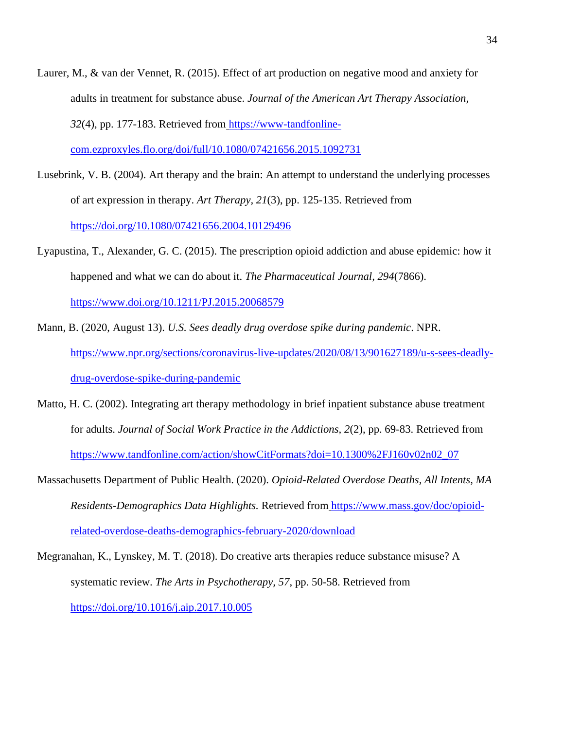Laurer, M., & van der Vennet, R. (2015). Effect of art production on negative mood and anxiety for adults in treatment for substance abuse. *Journal of the American Art Therapy Association, 32*(4), pp. 177-183. Retrieved from https://www-tandfonline-com.ezproxyles.flo.org/doi/full/10.1080/07421656.2015.1092731

Lusebrink, V. B. (2004). Art therapy and the brain: An attempt to understand the underlying processes of art expression in therapy. *Art Therapy, 21*(3), pp. 125-135. Retrieved from https://doi.org/10.1080/07421656.2004.10129496

Lyapustina, T., Alexander, G. C. (2015). The prescription opioid addiction and abuse epidemic: how it happened and what we can do about it. *The Pharmaceutical Journal, 294*(7866). https://www.doi.org/10.1211/PJ.2015.20068579

Mann, B. (2020, August 13). *U.S. Sees deadly drug overdose spike during pandemic*. NPR. https://www.npr.org/sections/coronavirus-live-updates/2020/08/13/901627189/u-s-sees-deadly-drug-overdose-spike-during-pandemic

Matto, H. C. (2002). Integrating art therapy methodology in brief inpatient substance abuse treatment for adults. *Journal of Social Work Practice in the Addictions, 2*(2), pp. 69-83. Retrieved from https://www.tandfonline.com/action/showCitFormats?doi=10.1300%2FJ160v02n02_07

Massachusetts Department of Public Health. (2020). *Opioid-Related Overdose Deaths, All Intents, MA Residents-Demographics Data Highlights.* Retrieved from https://www.mass.gov/doc/opioid-related-overdose-deaths-demographics-february-2020/download

Megranahan, K., Lynskey, M. T. (2018). Do creative arts therapies reduce substance misuse? A systematic review. *The Arts in Psychotherapy, 57*, pp. 50-58. Retrieved from https://doi.org/10.1016/j.aip.2017.10.005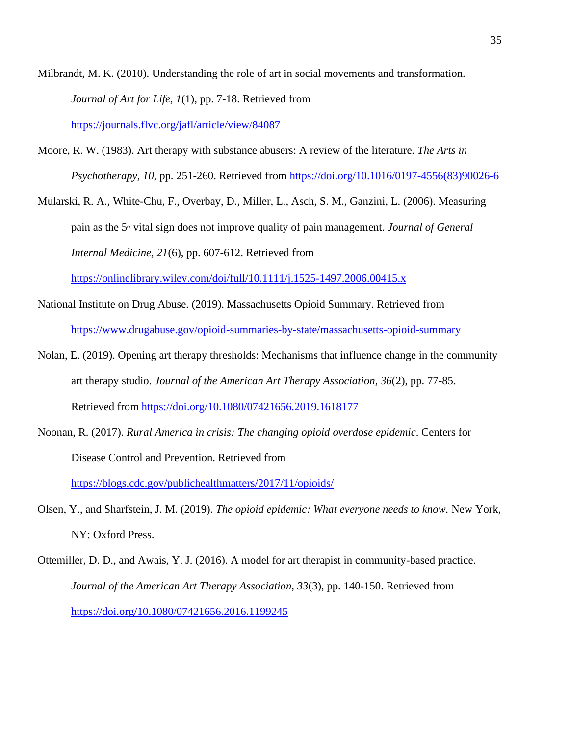Milbrandt, M. K. (2010). Understanding the role of art in social movements and transformation. *Journal of Art for Life, 1*(1), pp. 7-18. Retrieved from https://journals.flvc.org/jafl/article/view/84087

Moore, R. W. (1983). Art therapy with substance abusers: A review of the literature. *The Arts in Psychotherapy, 10*, pp. 251-260. Retrieved from https://doi.org/10.1016/0197-4556(83)90026-6

Mularski, R. A., White-Chu, F., Overbay, D., Miller, L., Asch, S. M., Ganzini, L. (2006). Measuring pain as the 5th vital sign does not improve quality of pain management. *Journal of General Internal Medicine, 21*(6), pp. 607-612. Retrieved from https://onlinelibrary.wiley.com/doi/full/10.1111/j.1525-1497.2006.00415.x

National Institute on Drug Abuse. (2019). Massachusetts Opioid Summary. Retrieved from https://www.drugabuse.gov/opioid-summaries-by-state/massachusetts-opioid-summary

Nolan, E. (2019). Opening art therapy thresholds: Mechanisms that influence change in the community art therapy studio. *Journal of the American Art Therapy Association, 36*(2), pp. 77-85. Retrieved from https://doi.org/10.1080/07421656.2019.1618177

Noonan, R. (2017). *Rural America in crisis: The changing opioid overdose epidemic*. Centers for Disease Control and Prevention. Retrieved from https://blogs.cdc.gov/publichealthmatters/2017/11/opioids/

Olsen, Y., and Sharfstein, J. M. (2019). *The opioid epidemic: What everyone needs to know.* New York, NY: Oxford Press.

Ottemiller, D. D., and Awais, Y. J. (2016). A model for art therapist in community-based practice. *Journal of the American Art Therapy Association, 33*(3), pp. 140-150. Retrieved from https://doi.org/10.1080/07421656.2016.1199245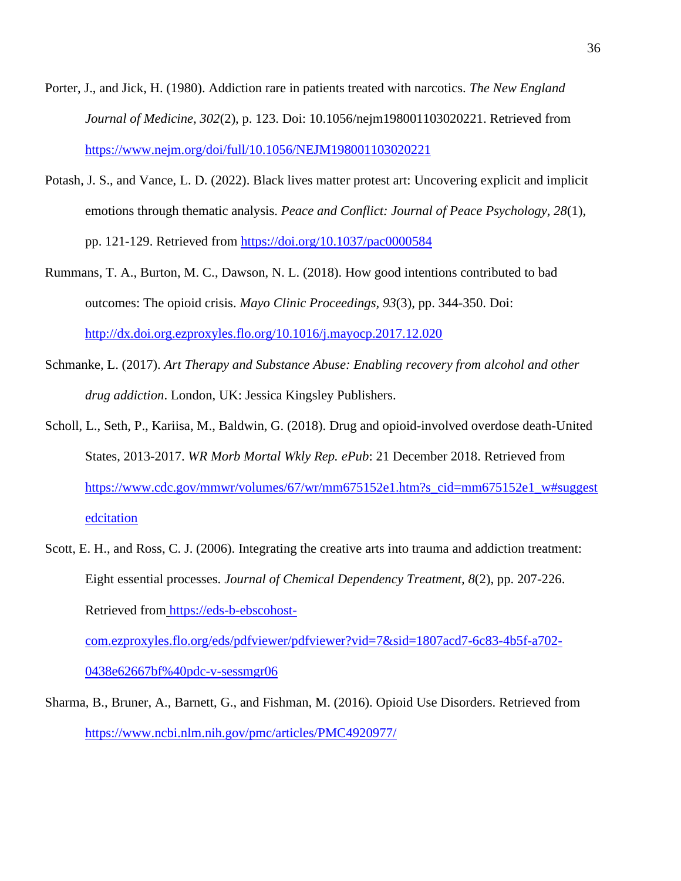Porter, J., and Jick, H. (1980). Addiction rare in patients treated with narcotics. *The New England Journal of Medicine, 302*(2), p. 123. Doi: 10.1056/nejm198001103020221. Retrieved from https://www.nejm.org/doi/full/10.1056/NEJM198001103020221

Potash, J. S., and Vance, L. D. (2022). Black lives matter protest art: Uncovering explicit and implicit emotions through thematic analysis. *Peace and Conflict: Journal of Peace Psychology, 28*(1), pp. 121-129. Retrieved from https://doi.org/10.1037/pac0000584

Rummans, T. A., Burton, M. C., Dawson, N. L. (2018). How good intentions contributed to bad outcomes: The opioid crisis. *Mayo Clinic Proceedings, 93*(3), pp. 344-350. Doi: http://dx.doi.org.ezproxyles.flo.org/10.1016/j.mayocp.2017.12.020

Schmanke, L. (2017). *Art Therapy and Substance Abuse: Enabling recovery from alcohol and other drug addiction*. London, UK: Jessica Kingsley Publishers.

Scholl, L., Seth, P., Kariisa, M., Baldwin, G. (2018). Drug and opioid-involved overdose death-United States, 2013-2017. *WR Morb Mortal Wkly Rep. ePub*: 21 December 2018. Retrieved from https://www.cdc.gov/mmwr/volumes/67/wr/mm675152e1.htm?s_cid=mm675152e1_w#suggestedcitation

Scott, E. H., and Ross, C. J. (2006). Integrating the creative arts into trauma and addiction treatment: Eight essential processes. *Journal of Chemical Dependency Treatment, 8*(2), pp. 207-226. Retrieved from https://eds-b-ebscohost-com.ezproxyles.flo.org/eds/pdfviewer/pdfviewer?vid=7&sid=1807acd7-6c83-4b5f-a702-0438e62667bf%40pdc-v-sessmgr06

Sharma, B., Bruner, A., Barnett, G., and Fishman, M. (2016). Opioid Use Disorders. Retrieved from https://www.ncbi.nlm.nih.gov/pmc/articles/PMC4920977/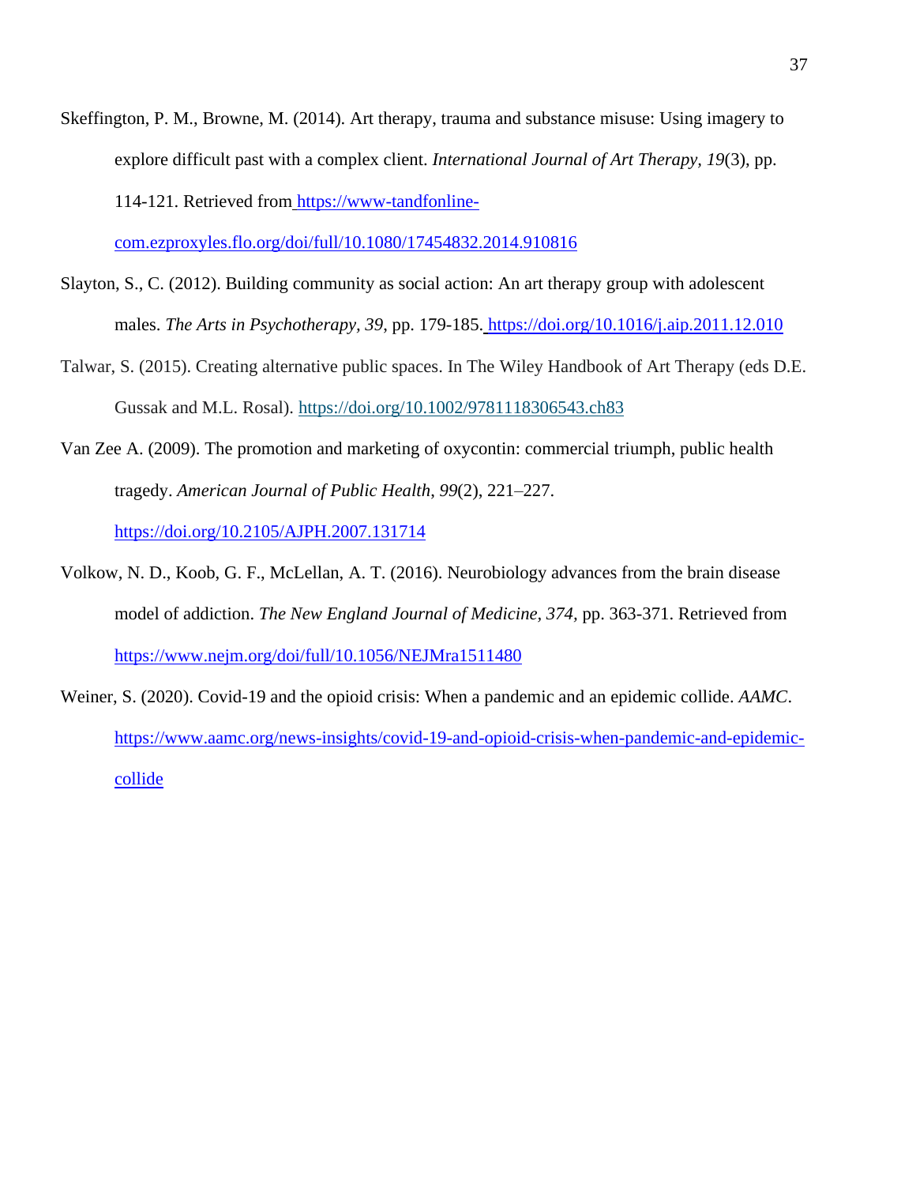Skeffington, P. M., Browne, M. (2014). Art therapy, trauma and substance misuse: Using imagery to explore difficult past with a complex client. *International Journal of Art Therapy*, *19*(3), pp. 114-121. Retrieved from https://www-tandfonline-com.ezproxyles.flo.org/doi/full/10.1080/17454832.2014.910816

Slayton, S., C. (2012). Building community as social action: An art therapy group with adolescent males. *The Arts in Psychotherapy*, *39*, pp. 179-185. https://doi.org/10.1016/j.aip.2011.12.010

Talwar, S. (2015). Creating alternative public spaces. In The Wiley Handbook of Art Therapy (eds D.E. Gussak and M.L. Rosal). https://doi.org/10.1002/9781118306543.ch83

Van Zee A. (2009). The promotion and marketing of oxycontin: commercial triumph, public health tragedy. *American Journal of Public Health*, *99*(2), 221–227. https://doi.org/10.2105/AJPH.2007.131714

Volkow, N. D., Koob, G. F., McLellan, A. T. (2016). Neurobiology advances from the brain disease model of addiction. *The New England Journal of Medicine*, *374*, pp. 363-371. Retrieved from https://www.nejm.org/doi/full/10.1056/NEJMra1511480

Weiner, S. (2020). Covid-19 and the opioid crisis: When a pandemic and an epidemic collide. *AAMC*. https://www.aamc.org/news-insights/covid-19-and-opioid-crisis-when-pandemic-and-epidemic-collide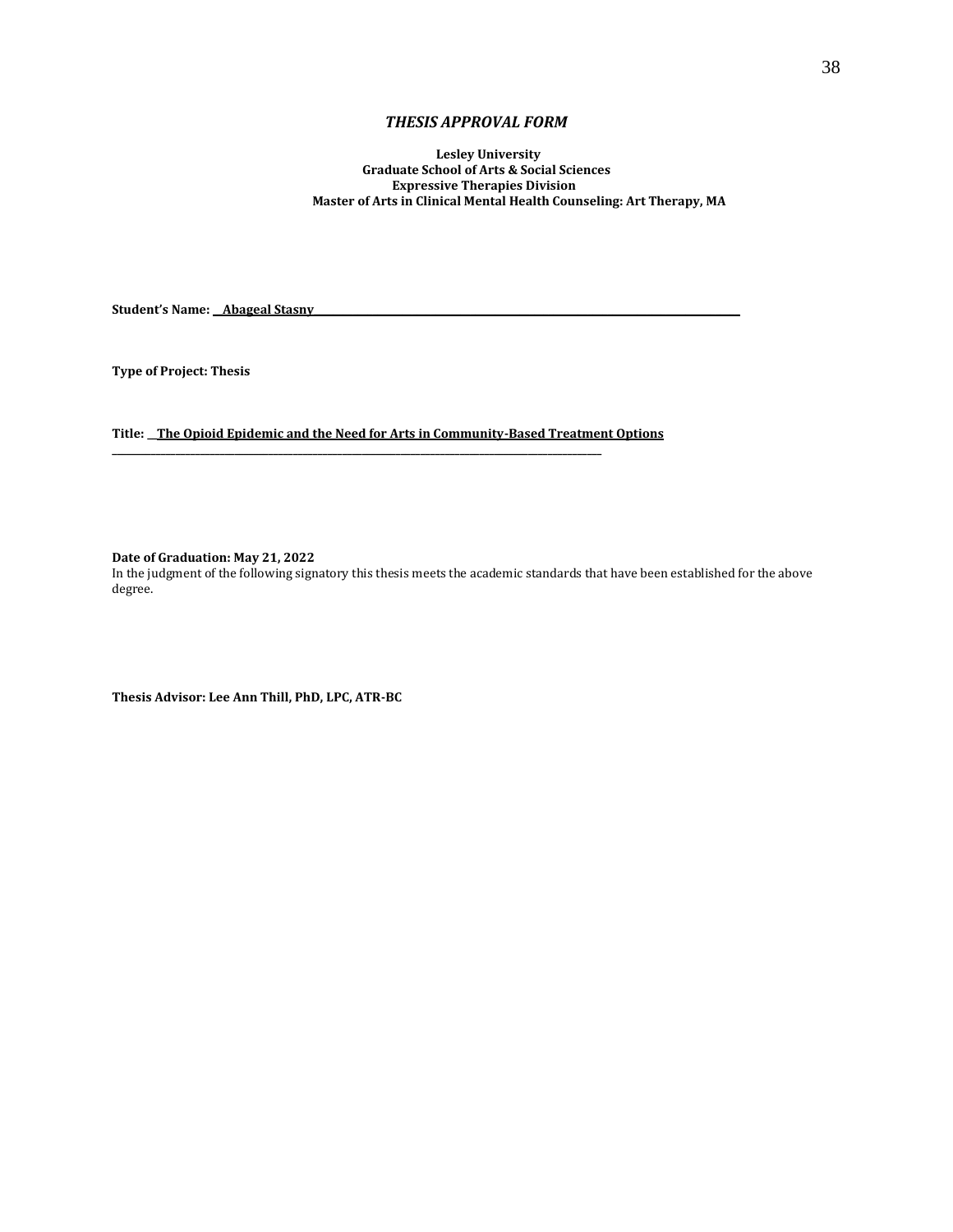## *THESIS APPROVAL FORM*

**Lesley University**
**Graduate School of Arts & Social Sciences**
**Expressive Therapies Division**
**Master of Arts in Clinical Mental Health Counseling: Art Therapy, MA**

**Student's Name: Abageal Stasny**

**Type of Project: Thesis**

**Title: The Opioid Epidemic and the Need for Arts in Community-Based Treatment Options**

**Date of Graduation: May 21, 2022**

In the judgment of the following signatory this thesis meets the academic standards that have been established for the above degree.

**Thesis Advisor: Lee Ann Thill, PhD, LPC, ATR-BC**